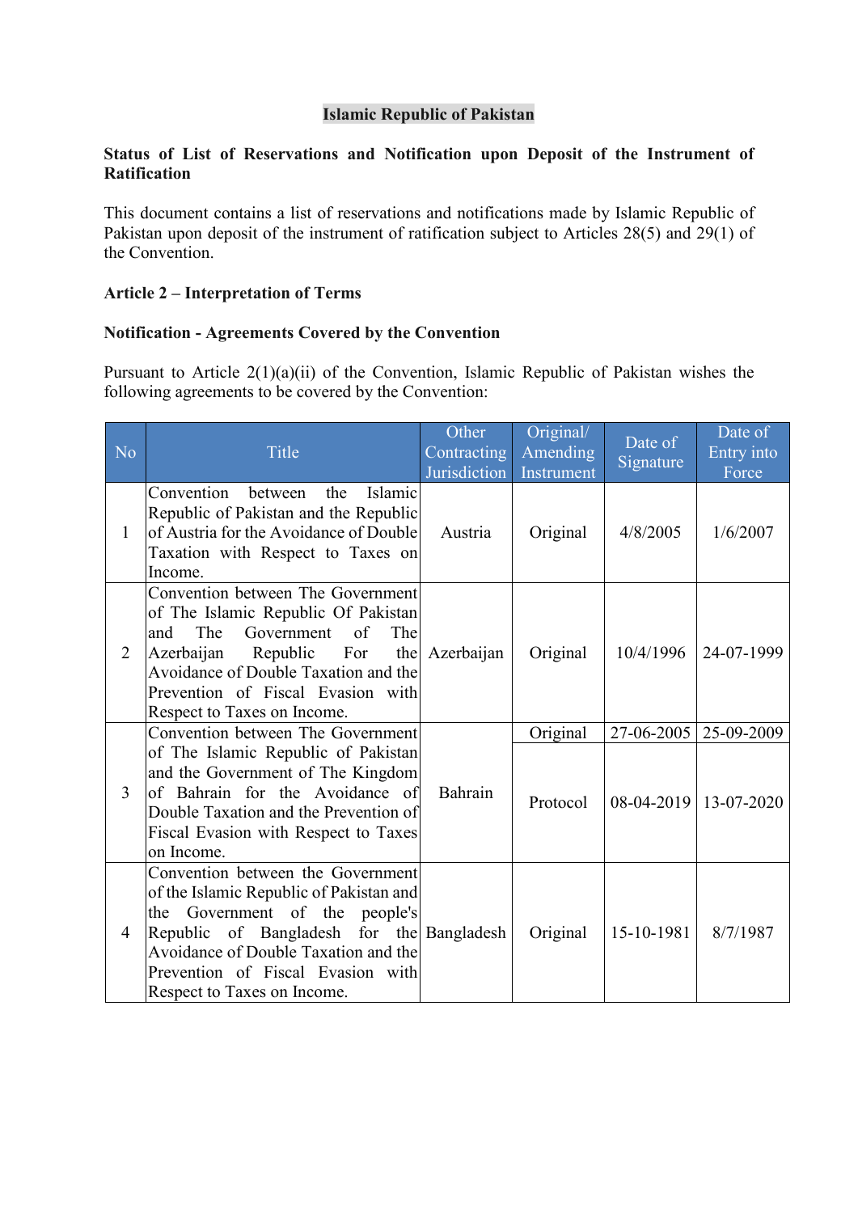# Islamic Republic of Pakistan

**Status of List of Reservations and Notification upon Deposit of the Instrument of Ratification**

This document contains a list of reservations and notifications made by Islamic Republic of Pakistan upon deposit of the instrument of ratification subject to Articles 28(5) and 29(1) of the Convention.

## Article 2 – Interpretation of Terms

### Notification - Agreements Covered by the Convention

Pursuant to Article 2(1)(a)(ii) of the Convention, Islamic Republic of Pakistan wishes the following agreements to be covered by the Convention:

| No | Title | Other Contracting Jurisdiction | Original/ Amending Instrument | Date of Signature | Date of Entry into Force |
|---|---|---|---|---|---|
| 1 | Convention between the Islamic Republic of Pakistan and the Republic of Austria for the Avoidance of Double Taxation with Respect to Taxes on Income. | Austria | Original | 4/8/2005 | 1/6/2007 |
| 2 | Convention between The Government of The Islamic Republic Of Pakistan and The Government of The Azerbaijan Republic For the Avoidance of Double Taxation and the Prevention of Fiscal Evasion with Respect to Taxes on Income. | Azerbaijan | Original | 10/4/1996 | 24-07-1999 |
| 3 | Convention between The Government of The Islamic Republic of Pakistan and the Government of The Kingdom of Bahrain for the Avoidance of Double Taxation and the Prevention of Fiscal Evasion with Respect to Taxes on Income. | Bahrain | Original | 27-06-2005 | 25-09-2009 |
| | | | Protocol | 08-04-2019 | 13-07-2020 |
| 4 | Convention between the Government of the Islamic Republic of Pakistan and the Government of the people's Republic of Bangladesh for the Avoidance of Double Taxation and the Prevention of Fiscal Evasion with Respect to Taxes on Income. | Bangladesh | Original | 15-10-1981 | 8/7/1987 |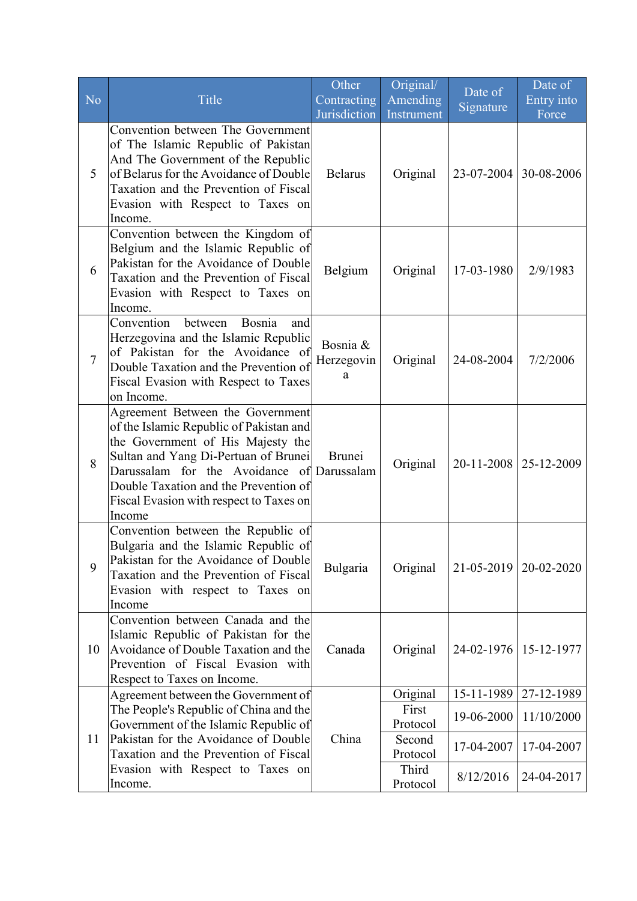| No | Title | Other Contracting Jurisdiction | Original/ Amending Instrument | Date of Signature | Date of Entry into Force |
|---|---|---|---|---|---|
| 5 | Convention between The Government of The Islamic Republic of Pakistan And The Government of the Republic of Belarus for the Avoidance of Double Taxation and the Prevention of Fiscal Evasion with Respect to Taxes on Income. | Belarus | Original | 23-07-2004 | 30-08-2006 |
| 6 | Convention between the Kingdom of Belgium and the Islamic Republic of Pakistan for the Avoidance of Double Taxation and the Prevention of Fiscal Evasion with Respect to Taxes on Income. | Belgium | Original | 17-03-1980 | 2/9/1983 |
| 7 | Convention between Bosnia and Herzegovina and the Islamic Republic of Pakistan for the Avoidance of Double Taxation and the Prevention of Fiscal Evasion with Respect to Taxes on Income. | Bosnia & Herzegovina | Original | 24-08-2004 | 7/2/2006 |
| 8 | Agreement Between the Government of the Islamic Republic of Pakistan and the Government of His Majesty the Sultan and Yang Di-Pertuan of Brunei Darussalam for the Avoidance of Double Taxation and the Prevention of Fiscal Evasion with respect to Taxes on Income | Brunei Darussalam | Original | 20-11-2008 | 25-12-2009 |
| 9 | Convention between the Republic of Bulgaria and the Islamic Republic of Pakistan for the Avoidance of Double Taxation and the Prevention of Fiscal Evasion with respect to Taxes on Income | Bulgaria | Original | 21-05-2019 | 20-02-2020 |
| 10 | Convention between Canada and the Islamic Republic of Pakistan for the Avoidance of Double Taxation and the Prevention of Fiscal Evasion with Respect to Taxes on Income. | Canada | Original | 24-02-1976 | 15-12-1977 |
| 11 | Agreement between the Government of The People's Republic of China and the Government of the Islamic Republic of Pakistan for the Avoidance of Double Taxation and the Prevention of Fiscal Evasion with Respect to Taxes on Income. | China | Original | 15-11-1989 | 27-12-1989 |
| | | | First Protocol | 19-06-2000 | 11/10/2000 |
| | | | Second Protocol | 17-04-2007 | 17-04-2007 |
| | | | Third Protocol | 8/12/2016 | 24-04-2017 |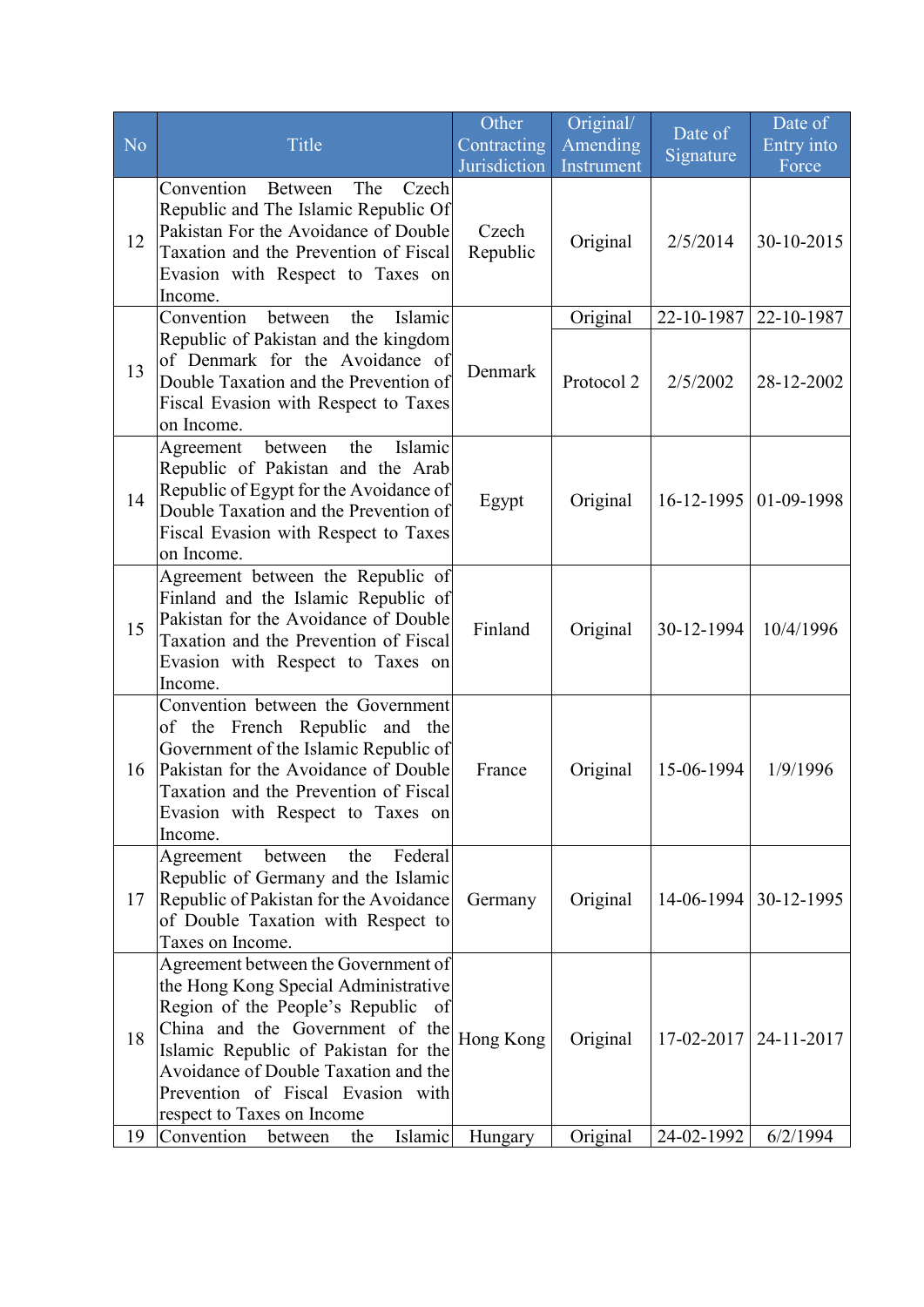| No | Title | Other Contracting Jurisdiction | Original/ Amending Instrument | Date of Signature | Date of Entry into Force |
|---|---|---|---|---|---|
| 12 | Convention Between The Czech Republic and The Islamic Republic Of Pakistan For the Avoidance of Double Taxation and the Prevention of Fiscal Evasion with Respect to Taxes on Income. | Czech Republic | Original | 2/5/2014 | 30-10-2015 |
| 13 | Convention between the Islamic Republic of Pakistan and the kingdom of Denmark for the Avoidance of Double Taxation and the Prevention of Fiscal Evasion with Respect to Taxes on Income. | Denmark | Original | 22-10-1987 | 22-10-1987 |
| | | | Protocol 2 | 2/5/2002 | 28-12-2002 |
| 14 | Agreement between the Islamic Republic of Pakistan and the Arab Republic of Egypt for the Avoidance of Double Taxation and the Prevention of Fiscal Evasion with Respect to Taxes on Income. | Egypt | Original | 16-12-1995 | 01-09-1998 |
| 15 | Agreement between the Republic of Finland and the Islamic Republic of Pakistan for the Avoidance of Double Taxation and the Prevention of Fiscal Evasion with Respect to Taxes on Income. | Finland | Original | 30-12-1994 | 10/4/1996 |
| 16 | Convention between the Government of the French Republic and the Government of the Islamic Republic of Pakistan for the Avoidance of Double Taxation and the Prevention of Fiscal Evasion with Respect to Taxes on Income. | France | Original | 15-06-1994 | 1/9/1996 |
| 17 | Agreement between the Federal Republic of Germany and the Islamic Republic of Pakistan for the Avoidance of Double Taxation with Respect to Taxes on Income. | Germany | Original | 14-06-1994 | 30-12-1995 |
| 18 | Agreement between the Government of the Hong Kong Special Administrative Region of the People's Republic of China and the Government of the Islamic Republic of Pakistan for the Avoidance of Double Taxation and the Prevention of Fiscal Evasion with respect to Taxes on Income | Hong Kong | Original | 17-02-2017 | 24-11-2017 |
| 19 | Convention between the Islamic | Hungary | Original | 24-02-1992 | 6/2/1994 |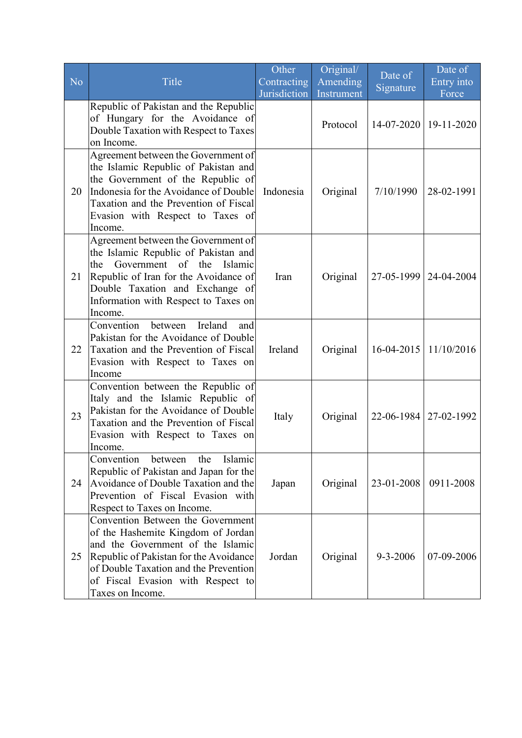| No | Title | Other Contracting Jurisdiction | Original/ Amending Instrument | Date of Signature | Date of Entry into Force |
|---|---|---|---|---|---|
| | Republic of Pakistan and the Republic of Hungary for the Avoidance of Double Taxation with Respect to Taxes on Income. | | Protocol | 14-07-2020 | 19-11-2020 |
| 20 | Agreement between the Government of the Islamic Republic of Pakistan and the Government of the Republic of Indonesia for the Avoidance of Double Taxation and the Prevention of Fiscal Evasion with Respect to Taxes of Income. | Indonesia | Original | 7/10/1990 | 28-02-1991 |
| 21 | Agreement between the Government of the Islamic Republic of Pakistan and the Government of the Islamic Republic of Iran for the Avoidance of Double Taxation and Exchange of Information with Respect to Taxes on Income. | Iran | Original | 27-05-1999 | 24-04-2004 |
| 22 | Convention between Ireland and Pakistan for the Avoidance of Double Taxation and the Prevention of Fiscal Evasion with Respect to Taxes on Income | Ireland | Original | 16-04-2015 | 11/10/2016 |
| 23 | Convention between the Republic of Italy and the Islamic Republic of Pakistan for the Avoidance of Double Taxation and the Prevention of Fiscal Evasion with Respect to Taxes on Income. | Italy | Original | 22-06-1984 | 27-02-1992 |
| 24 | Convention between the Islamic Republic of Pakistan and Japan for the Avoidance of Double Taxation and the Prevention of Fiscal Evasion with Respect to Taxes on Income. | Japan | Original | 23-01-2008 | 0911-2008 |
| 25 | Convention Between the Government of the Hashemite Kingdom of Jordan and the Government of the Islamic Republic of Pakistan for the Avoidance of Double Taxation and the Prevention of Fiscal Evasion with Respect to Taxes on Income. | Jordan | Original | 9-3-2006 | 07-09-2006 |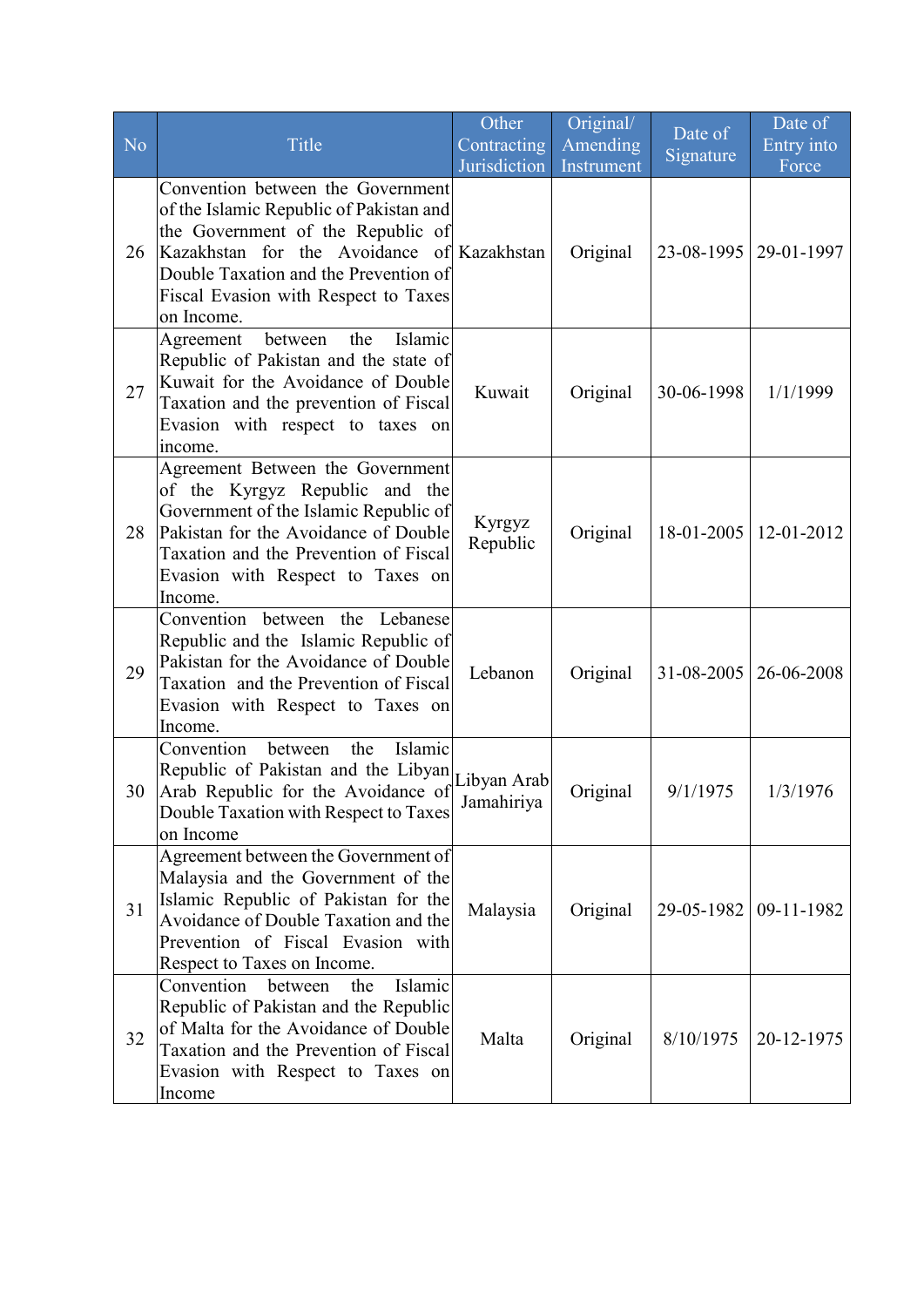| No | Title | Other Contracting Jurisdiction | Original/ Amending Instrument | Date of Signature | Date of Entry into Force |
|---|---|---|---|---|---|
| 26 | Convention between the Government of the Islamic Republic of Pakistan and the Government of the Republic of Kazakhstan for the Avoidance of Double Taxation and the Prevention of Fiscal Evasion with Respect to Taxes on Income. | Kazakhstan | Original | 23-08-1995 | 29-01-1997 |
| 27 | Agreement between the Islamic Republic of Pakistan and the state of Kuwait for the Avoidance of Double Taxation and the prevention of Fiscal Evasion with respect to taxes on income. | Kuwait | Original | 30-06-1998 | 1/1/1999 |
| 28 | Agreement Between the Government of the Kyrgyz Republic and the Government of the Islamic Republic of Pakistan for the Avoidance of Double Taxation and the Prevention of Fiscal Evasion with Respect to Taxes on Income. | Kyrgyz Republic | Original | 18-01-2005 | 12-01-2012 |
| 29 | Convention between the Lebanese Republic and the Islamic Republic of Pakistan for the Avoidance of Double Taxation and the Prevention of Fiscal Evasion with Respect to Taxes on Income. | Lebanon | Original | 31-08-2005 | 26-06-2008 |
| 30 | Convention between the Islamic Republic of Pakistan and the Libyan Arab Republic for the Avoidance of Double Taxation with Respect to Taxes on Income | Libyan Arab Jamahiriya | Original | 9/1/1975 | 1/3/1976 |
| 31 | Agreement between the Government of Malaysia and the Government of the Islamic Republic of Pakistan for the Avoidance of Double Taxation and the Prevention of Fiscal Evasion with Respect to Taxes on Income. | Malaysia | Original | 29-05-1982 | 09-11-1982 |
| 32 | Convention between the Islamic Republic of Pakistan and the Republic of Malta for the Avoidance of Double Taxation and the Prevention of Fiscal Evasion with Respect to Taxes on Income | Malta | Original | 8/10/1975 | 20-12-1975 |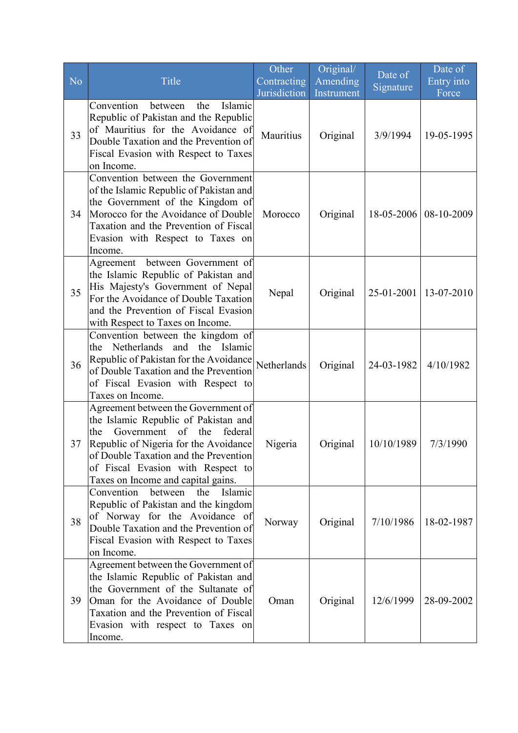| No | Title | Other Contracting Jurisdiction | Original/ Amending Instrument | Date of Signature | Date of Entry into Force |
|---|---|---|---|---|---|
| 33 | Convention between the Islamic Republic of Pakistan and the Republic of Mauritius for the Avoidance of Double Taxation and the Prevention of Fiscal Evasion with Respect to Taxes on Income. | Mauritius | Original | 3/9/1994 | 19-05-1995 |
| 34 | Convention between the Government of the Islamic Republic of Pakistan and the Government of the Kingdom of Morocco for the Avoidance of Double Taxation and the Prevention of Fiscal Evasion with Respect to Taxes on Income. | Morocco | Original | 18-05-2006 | 08-10-2009 |
| 35 | Agreement between Government of the Islamic Republic of Pakistan and His Majesty's Government of Nepal For the Avoidance of Double Taxation and the Prevention of Fiscal Evasion with Respect to Taxes on Income. | Nepal | Original | 25-01-2001 | 13-07-2010 |
| 36 | Convention between the kingdom of the Netherlands and the Islamic Republic of Pakistan for the Avoidance of Double Taxation and the Prevention of Fiscal Evasion with Respect to Taxes on Income. | Netherlands | Original | 24-03-1982 | 4/10/1982 |
| 37 | Agreement between the Government of the Islamic Republic of Pakistan and the Government of the federal Republic of Nigeria for the Avoidance of Double Taxation and the Prevention of Fiscal Evasion with Respect to Taxes on Income and capital gains. | Nigeria | Original | 10/10/1989 | 7/3/1990 |
| 38 | Convention between the Islamic Republic of Pakistan and the kingdom of Norway for the Avoidance of Double Taxation and the Prevention of Fiscal Evasion with Respect to Taxes on Income. | Norway | Original | 7/10/1986 | 18-02-1987 |
| 39 | Agreement between the Government of the Islamic Republic of Pakistan and the Government of the Sultanate of Oman for the Avoidance of Double Taxation and the Prevention of Fiscal Evasion with respect to Taxes on Income. | Oman | Original | 12/6/1999 | 28-09-2002 |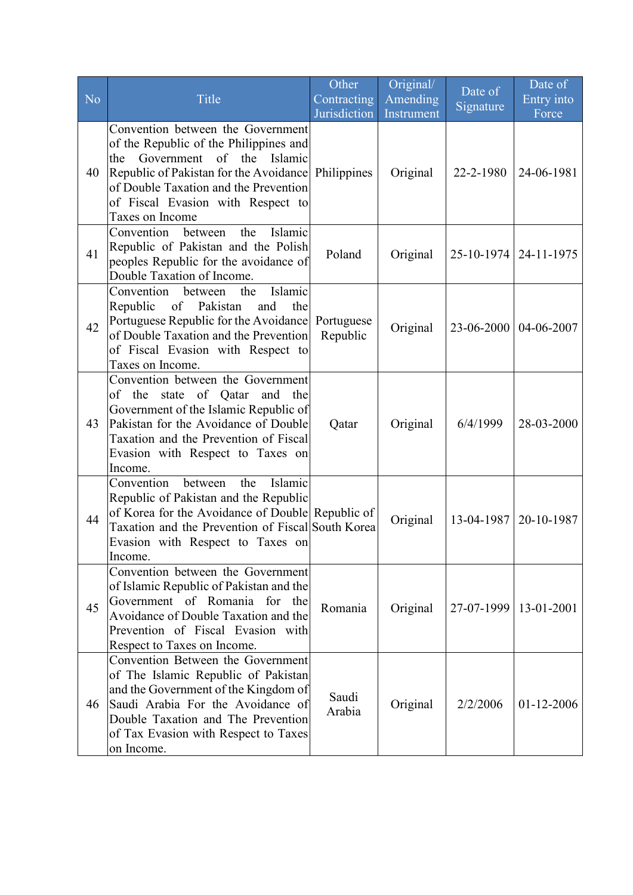| No | Title | Other Contracting Jurisdiction | Original/ Amending Instrument | Date of Signature | Date of Entry into Force |
|---|---|---|---|---|---|
| 40 | Convention between the Government of the Republic of the Philippines and the Government of the Islamic Republic of Pakistan for the Avoidance of Double Taxation and the Prevention of Fiscal Evasion with Respect to Taxes on Income | Philippines | Original | 22-2-1980 | 24-06-1981 |
| 41 | Convention between the Islamic Republic of Pakistan and the Polish peoples Republic for the avoidance of Double Taxation of Income. | Poland | Original | 25-10-1974 | 24-11-1975 |
| 42 | Convention between the Islamic Republic of Pakistan and the Portuguese Republic for the Avoidance of Double Taxation and the Prevention of Fiscal Evasion with Respect to Taxes on Income. | Portuguese Republic | Original | 23-06-2000 | 04-06-2007 |
| 43 | Convention between the Government of the state of Qatar and the Government of the Islamic Republic of Pakistan for the Avoidance of Double Taxation and the Prevention of Fiscal Evasion with Respect to Taxes on Income. | Qatar | Original | 6/4/1999 | 28-03-2000 |
| 44 | Convention between the Islamic Republic of Pakistan and the Republic of Korea for the Avoidance of Double Taxation and the Prevention of Fiscal Evasion with Respect to Taxes on Income. | Republic of South Korea | Original | 13-04-1987 | 20-10-1987 |
| 45 | Convention between the Government of Islamic Republic of Pakistan and the Government of Romania for the Avoidance of Double Taxation and the Prevention of Fiscal Evasion with Respect to Taxes on Income. | Romania | Original | 27-07-1999 | 13-01-2001 |
| 46 | Convention Between the Government of The Islamic Republic of Pakistan and the Government of the Kingdom of Saudi Arabia For the Avoidance of Double Taxation and The Prevention of Tax Evasion with Respect to Taxes on Income. | Saudi Arabia | Original | 2/2/2006 | 01-12-2006 |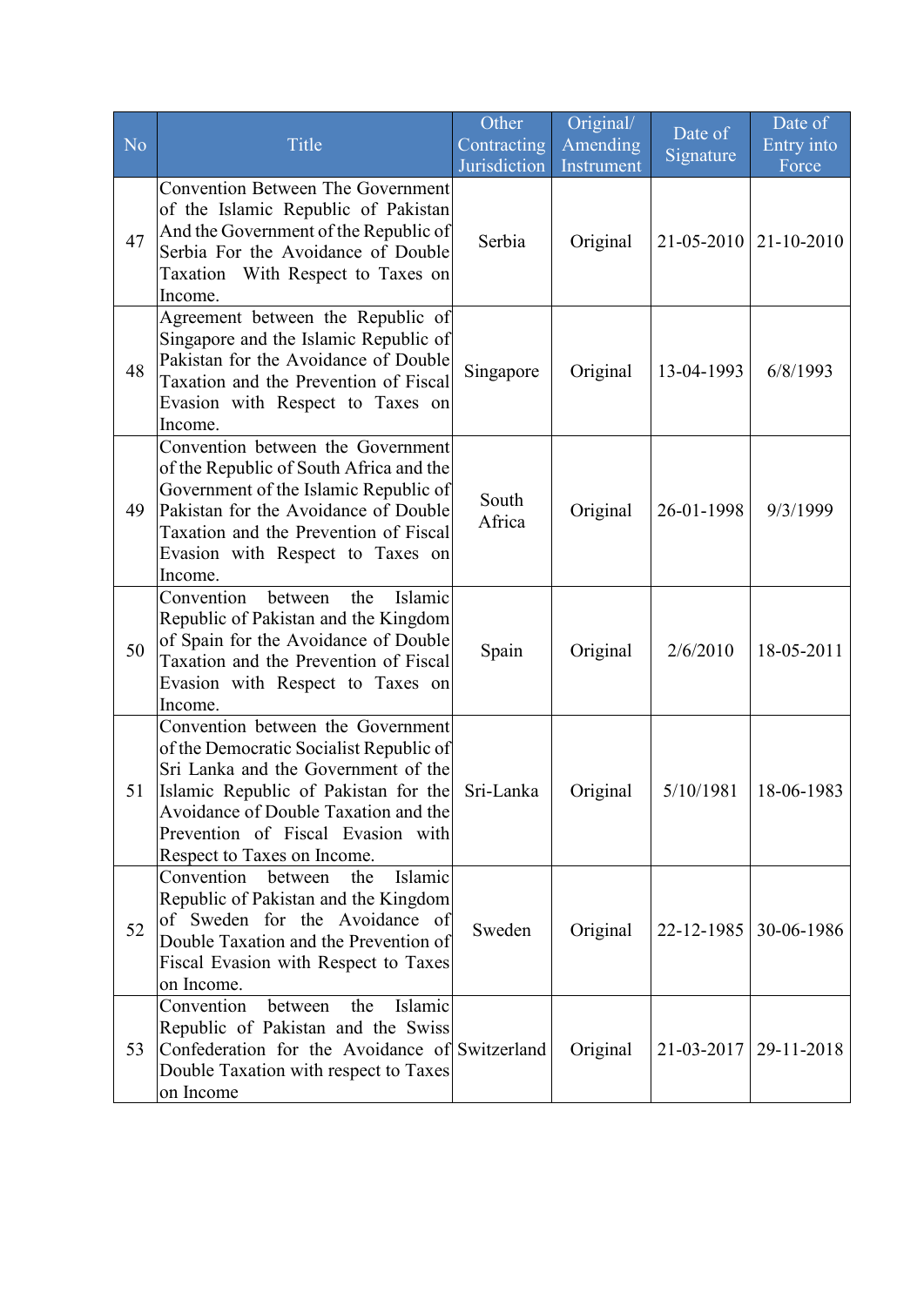| No | Title | Other Contracting Jurisdiction | Original/ Amending Instrument | Date of Signature | Date of Entry into Force |
|---|---|---|---|---|---|
| 47 | Convention Between The Government of the Islamic Republic of Pakistan And the Government of the Republic of Serbia For the Avoidance of Double Taxation With Respect to Taxes on Income. | Serbia | Original | 21-05-2010 | 21-10-2010 |
| 48 | Agreement between the Republic of Singapore and the Islamic Republic of Pakistan for the Avoidance of Double Taxation and the Prevention of Fiscal Evasion with Respect to Taxes on Income. | Singapore | Original | 13-04-1993 | 6/8/1993 |
| 49 | Convention between the Government of the Republic of South Africa and the Government of the Islamic Republic of Pakistan for the Avoidance of Double Taxation and the Prevention of Fiscal Evasion with Respect to Taxes on Income. | South Africa | Original | 26-01-1998 | 9/3/1999 |
| 50 | Convention between the Islamic Republic of Pakistan and the Kingdom of Spain for the Avoidance of Double Taxation and the Prevention of Fiscal Evasion with Respect to Taxes on Income. | Spain | Original | 2/6/2010 | 18-05-2011 |
| 51 | Convention between the Government of the Democratic Socialist Republic of Sri Lanka and the Government of the Islamic Republic of Pakistan for the Avoidance of Double Taxation and the Prevention of Fiscal Evasion with Respect to Taxes on Income. | Sri-Lanka | Original | 5/10/1981 | 18-06-1983 |
| 52 | Convention between the Islamic Republic of Pakistan and the Kingdom of Sweden for the Avoidance of Double Taxation and the Prevention of Fiscal Evasion with Respect to Taxes on Income. | Sweden | Original | 22-12-1985 | 30-06-1986 |
| 53 | Convention between the Islamic Republic of Pakistan and the Swiss Confederation for the Avoidance of Double Taxation with respect to Taxes on Income | Switzerland | Original | 21-03-2017 | 29-11-2018 |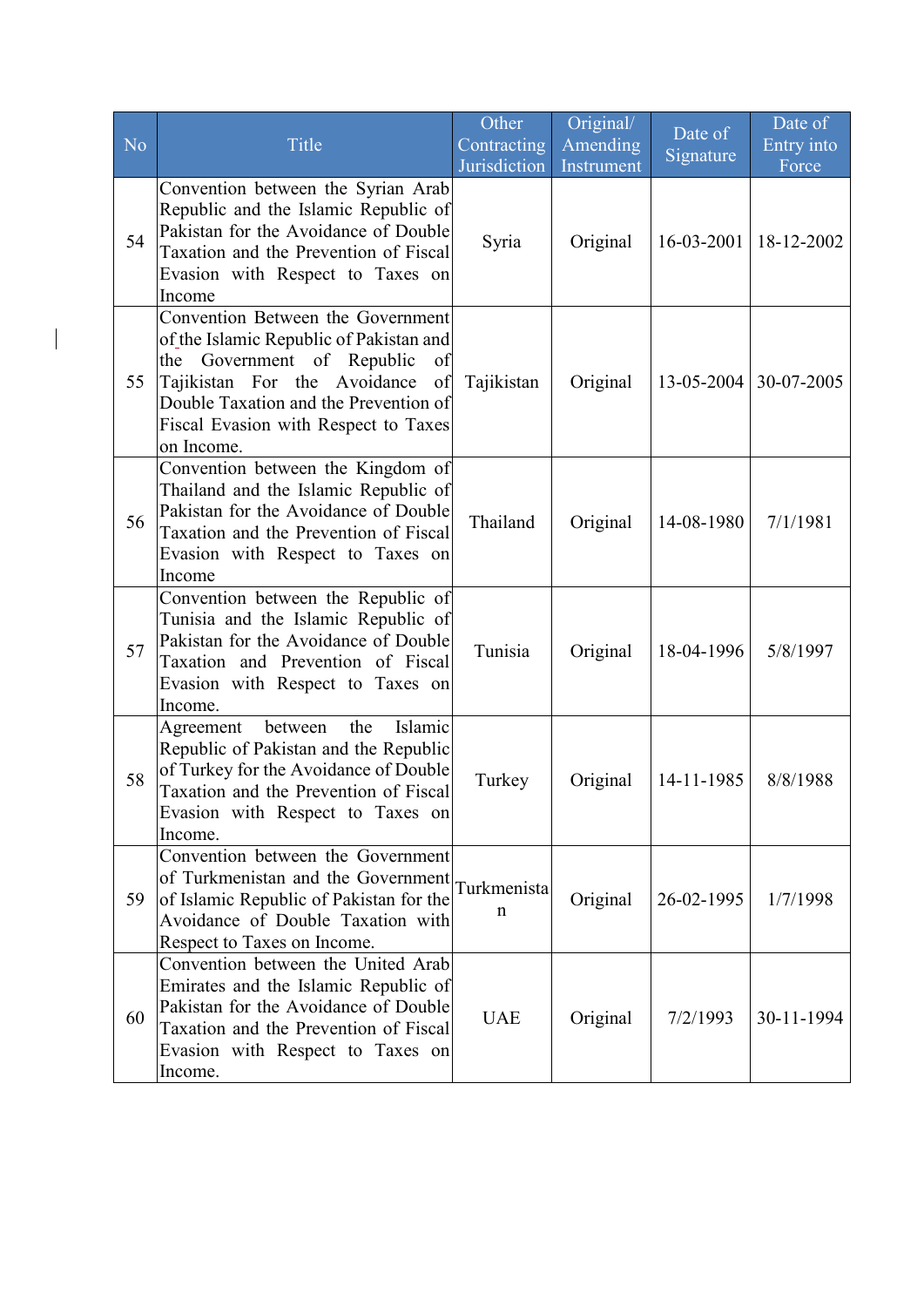| No | Title | Other Contracting Jurisdiction | Original/ Amending Instrument | Date of Signature | Date of Entry into Force |
|---|---|---|---|---|---|
| 54 | Convention between the Syrian Arab Republic and the Islamic Republic of Pakistan for the Avoidance of Double Taxation and the Prevention of Fiscal Evasion with Respect to Taxes on Income | Syria | Original | 16-03-2001 | 18-12-2002 |
| 55 | Convention Between the Government of the Islamic Republic of Pakistan and the Government of Republic of Tajikistan For the Avoidance of Double Taxation and the Prevention of Fiscal Evasion with Respect to Taxes on Income. | Tajikistan | Original | 13-05-2004 | 30-07-2005 |
| 56 | Convention between the Kingdom of Thailand and the Islamic Republic of Pakistan for the Avoidance of Double Taxation and the Prevention of Fiscal Evasion with Respect to Taxes on Income | Thailand | Original | 14-08-1980 | 7/1/1981 |
| 57 | Convention between the Republic of Tunisia and the Islamic Republic of Pakistan for the Avoidance of Double Taxation and Prevention of Fiscal Evasion with Respect to Taxes on Income. | Tunisia | Original | 18-04-1996 | 5/8/1997 |
| 58 | Agreement between the Islamic Republic of Pakistan and the Republic of Turkey for the Avoidance of Double Taxation and the Prevention of Fiscal Evasion with Respect to Taxes on Income. | Turkey | Original | 14-11-1985 | 8/8/1988 |
| 59 | Convention between the Government of Turkmenistan and the Government of Islamic Republic of Pakistan for the Avoidance of Double Taxation with Respect to Taxes on Income. | Turkmenistan | Original | 26-02-1995 | 1/7/1998 |
| 60 | Convention between the United Arab Emirates and the Islamic Republic of Pakistan for the Avoidance of Double Taxation and the Prevention of Fiscal Evasion with Respect to Taxes on Income. | UAE | Original | 7/2/1993 | 30-11-1994 |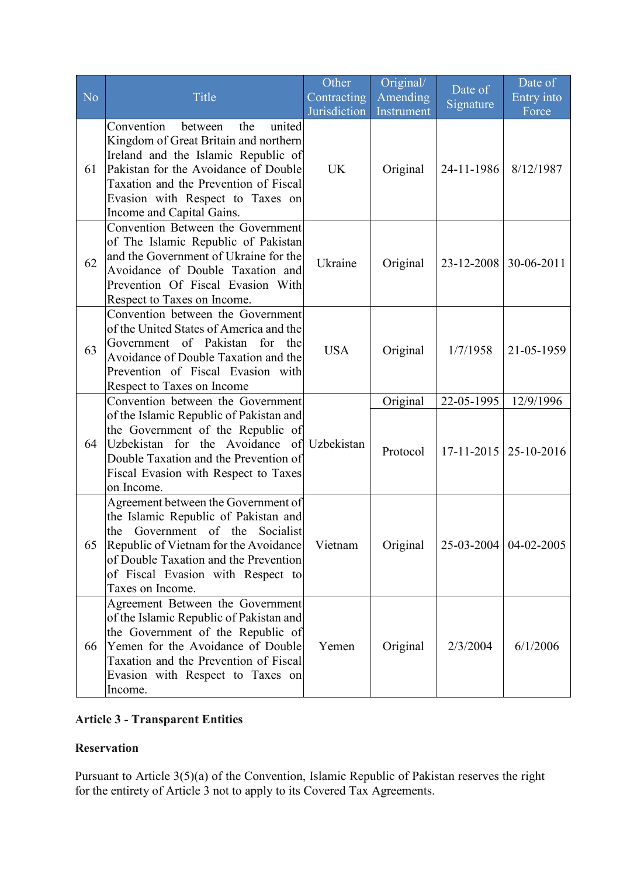| No | Title | Other Contracting Jurisdiction | Original/ Amending Instrument | Date of Signature | Date of Entry into Force |
|---|---|---|---|---|---|
| 61 | Convention between the united Kingdom of Great Britain and northern Ireland and the Islamic Republic of Pakistan for the Avoidance of Double Taxation and the Prevention of Fiscal Evasion with Respect to Taxes on Income and Capital Gains. | UK | Original | 24-11-1986 | 8/12/1987 |
| 62 | Convention Between the Government of The Islamic Republic of Pakistan and the Government of Ukraine for the Avoidance of Double Taxation and Prevention Of Fiscal Evasion With Respect to Taxes on Income. | Ukraine | Original | 23-12-2008 | 30-06-2011 |
| 63 | Convention between the Government of the United States of America and the Government of Pakistan for the Avoidance of Double Taxation and the Prevention of Fiscal Evasion with Respect to Taxes on Income | USA | Original | 1/7/1958 | 21-05-1959 |
| 64 | Convention between the Government of the Islamic Republic of Pakistan and the Government of the Republic of Uzbekistan for the Avoidance of Double Taxation and the Prevention of Fiscal Evasion with Respect to Taxes on Income. | Uzbekistan | Original | 22-05-1995 | 12/9/1996 |
| | | | Protocol | 17-11-2015 | 25-10-2016 |
| 65 | Agreement between the Government of the Islamic Republic of Pakistan and the Government of the Socialist Republic of Vietnam for the Avoidance of Double Taxation and the Prevention of Fiscal Evasion with Respect to Taxes on Income. | Vietnam | Original | 25-03-2004 | 04-02-2005 |
| 66 | Agreement Between the Government of the Islamic Republic of Pakistan and the Government of the Republic of Yemen for the Avoidance of Double Taxation and the Prevention of Fiscal Evasion with Respect to Taxes on Income. | Yemen | Original | 2/3/2004 | 6/1/2006 |

**Article 3 - Transparent Entities**

**Reservation**

Pursuant to Article 3(5)(a) of the Convention, Islamic Republic of Pakistan reserves the right for the entirety of Article 3 not to apply to its Covered Tax Agreements.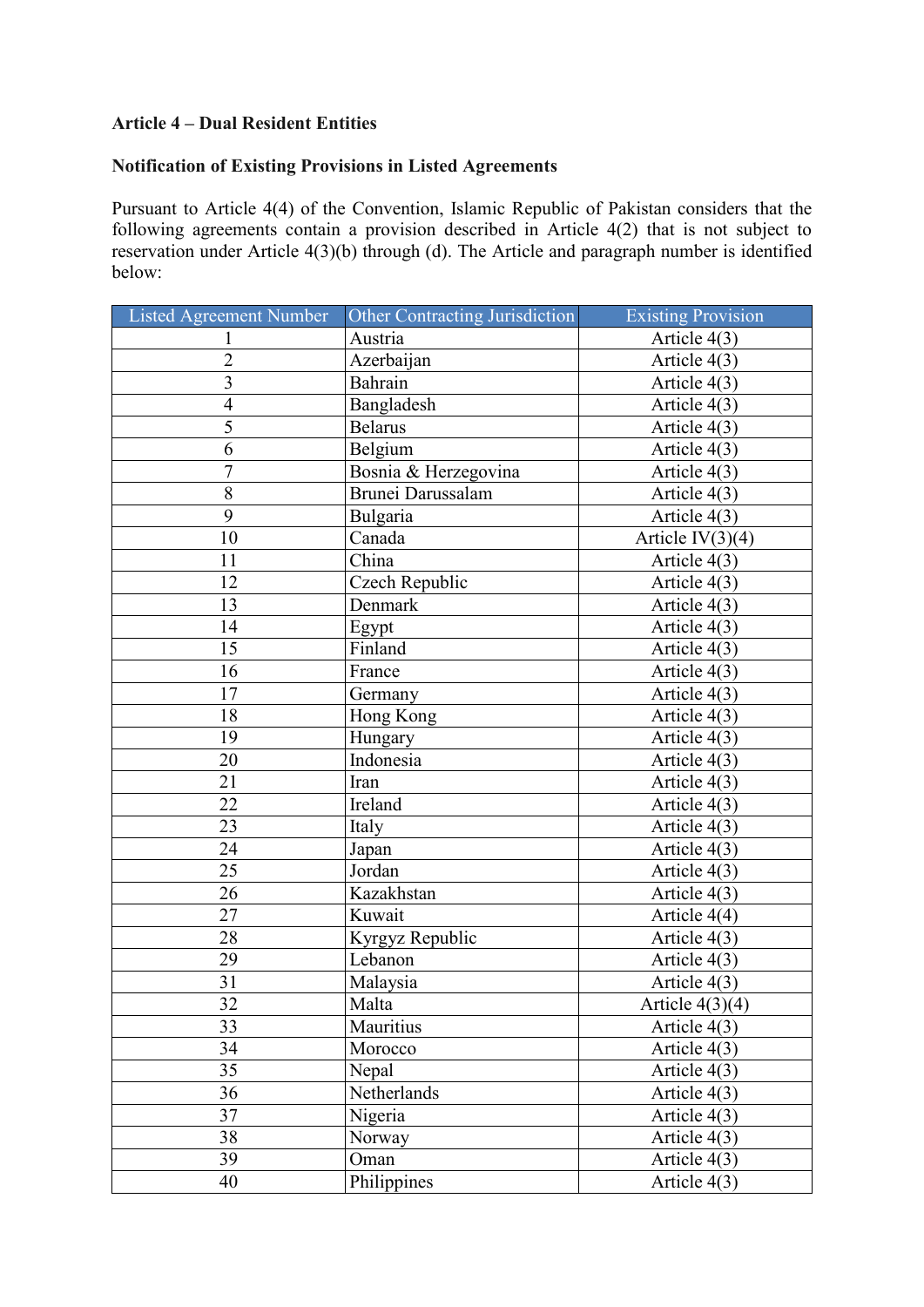**Article 4 – Dual Resident Entities**

**Notification of Existing Provisions in Listed Agreements**

Pursuant to Article 4(4) of the Convention, Islamic Republic of Pakistan considers that the following agreements contain a provision described in Article 4(2) that is not subject to reservation under Article 4(3)(b) through (d). The Article and paragraph number is identified below:

| Listed Agreement Number | Other Contracting Jurisdiction | Existing Provision |
|---|---|---|
| 1 | Austria | Article 4(3) |
| 2 | Azerbaijan | Article 4(3) |
| 3 | Bahrain | Article 4(3) |
| 4 | Bangladesh | Article 4(3) |
| 5 | Belarus | Article 4(3) |
| 6 | Belgium | Article 4(3) |
| 7 | Bosnia & Herzegovina | Article 4(3) |
| 8 | Brunei Darussalam | Article 4(3) |
| 9 | Bulgaria | Article 4(3) |
| 10 | Canada | Article IV(3)(4) |
| 11 | China | Article 4(3) |
| 12 | Czech Republic | Article 4(3) |
| 13 | Denmark | Article 4(3) |
| 14 | Egypt | Article 4(3) |
| 15 | Finland | Article 4(3) |
| 16 | France | Article 4(3) |
| 17 | Germany | Article 4(3) |
| 18 | Hong Kong | Article 4(3) |
| 19 | Hungary | Article 4(3) |
| 20 | Indonesia | Article 4(3) |
| 21 | Iran | Article 4(3) |
| 22 | Ireland | Article 4(3) |
| 23 | Italy | Article 4(3) |
| 24 | Japan | Article 4(3) |
| 25 | Jordan | Article 4(3) |
| 26 | Kazakhstan | Article 4(3) |
| 27 | Kuwait | Article 4(4) |
| 28 | Kyrgyz Republic | Article 4(3) |
| 29 | Lebanon | Article 4(3) |
| 31 | Malaysia | Article 4(3) |
| 32 | Malta | Article 4(3)(4) |
| 33 | Mauritius | Article 4(3) |
| 34 | Morocco | Article 4(3) |
| 35 | Nepal | Article 4(3) |
| 36 | Netherlands | Article 4(3) |
| 37 | Nigeria | Article 4(3) |
| 38 | Norway | Article 4(3) |
| 39 | Oman | Article 4(3) |
| 40 | Philippines | Article 4(3) |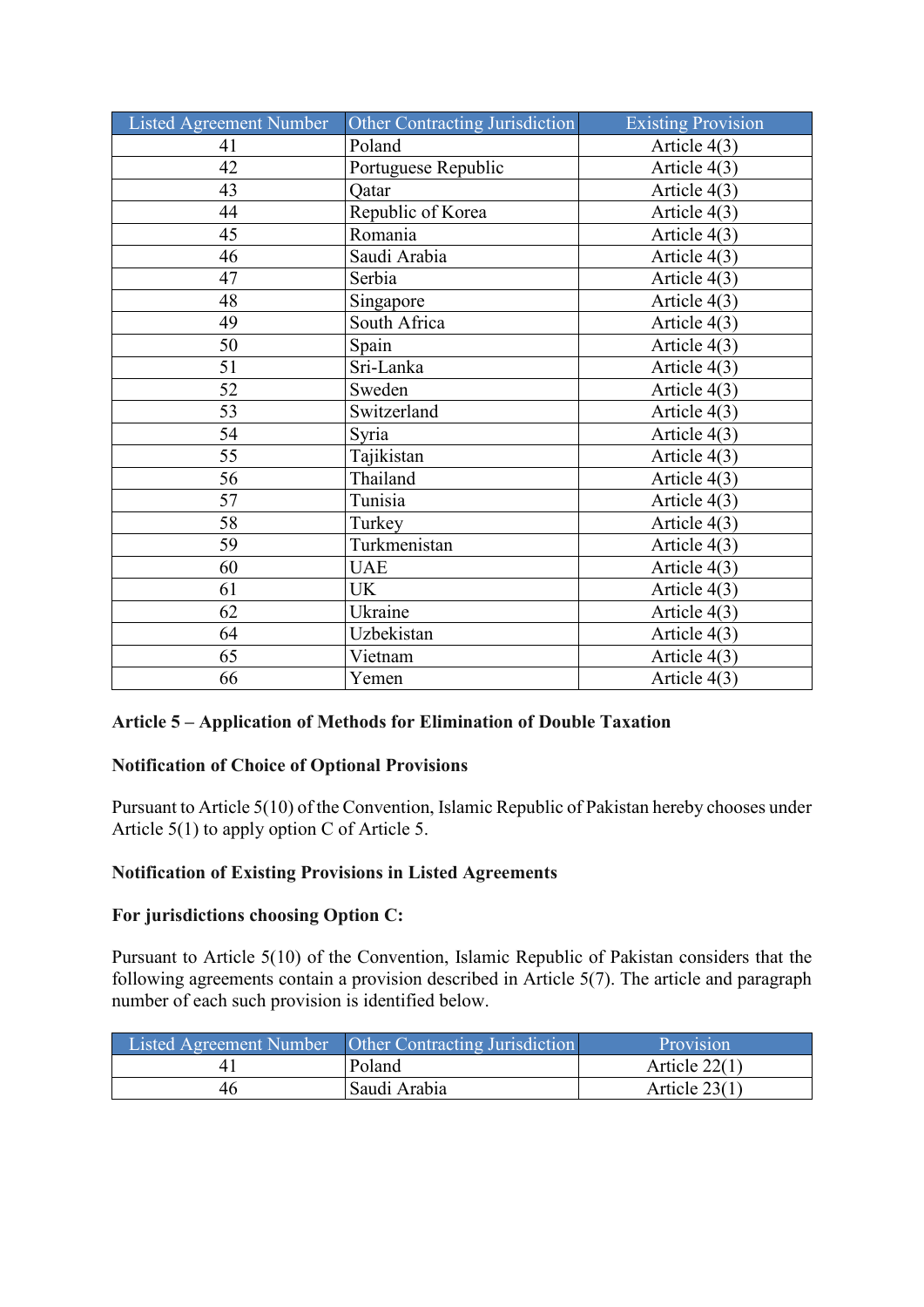| Listed Agreement Number | Other Contracting Jurisdiction | Existing Provision |
| --- | --- | --- |
| 41 | Poland | Article 4(3) |
| 42 | Portuguese Republic | Article 4(3) |
| 43 | Qatar | Article 4(3) |
| 44 | Republic of Korea | Article 4(3) |
| 45 | Romania | Article 4(3) |
| 46 | Saudi Arabia | Article 4(3) |
| 47 | Serbia | Article 4(3) |
| 48 | Singapore | Article 4(3) |
| 49 | South Africa | Article 4(3) |
| 50 | Spain | Article 4(3) |
| 51 | Sri-Lanka | Article 4(3) |
| 52 | Sweden | Article 4(3) |
| 53 | Switzerland | Article 4(3) |
| 54 | Syria | Article 4(3) |
| 55 | Tajikistan | Article 4(3) |
| 56 | Thailand | Article 4(3) |
| 57 | Tunisia | Article 4(3) |
| 58 | Turkey | Article 4(3) |
| 59 | Turkmenistan | Article 4(3) |
| 60 | UAE | Article 4(3) |
| 61 | UK | Article 4(3) |
| 62 | Ukraine | Article 4(3) |
| 64 | Uzbekistan | Article 4(3) |
| 65 | Vietnam | Article 4(3) |
| 66 | Yemen | Article 4(3) |

**Article 5 – Application of Methods for Elimination of Double Taxation**

**Notification of Choice of Optional Provisions**

Pursuant to Article 5(10) of the Convention, Islamic Republic of Pakistan hereby chooses under Article 5(1) to apply option C of Article 5.

**Notification of Existing Provisions in Listed Agreements**

**For jurisdictions choosing Option C:**

Pursuant to Article 5(10) of the Convention, Islamic Republic of Pakistan considers that the following agreements contain a provision described in Article 5(7). The article and paragraph number of each such provision is identified below.

| Listed Agreement Number | Other Contracting Jurisdiction | Provision |
| --- | --- | --- |
| 41 | Poland | Article 22(1) |
| 46 | Saudi Arabia | Article 23(1) |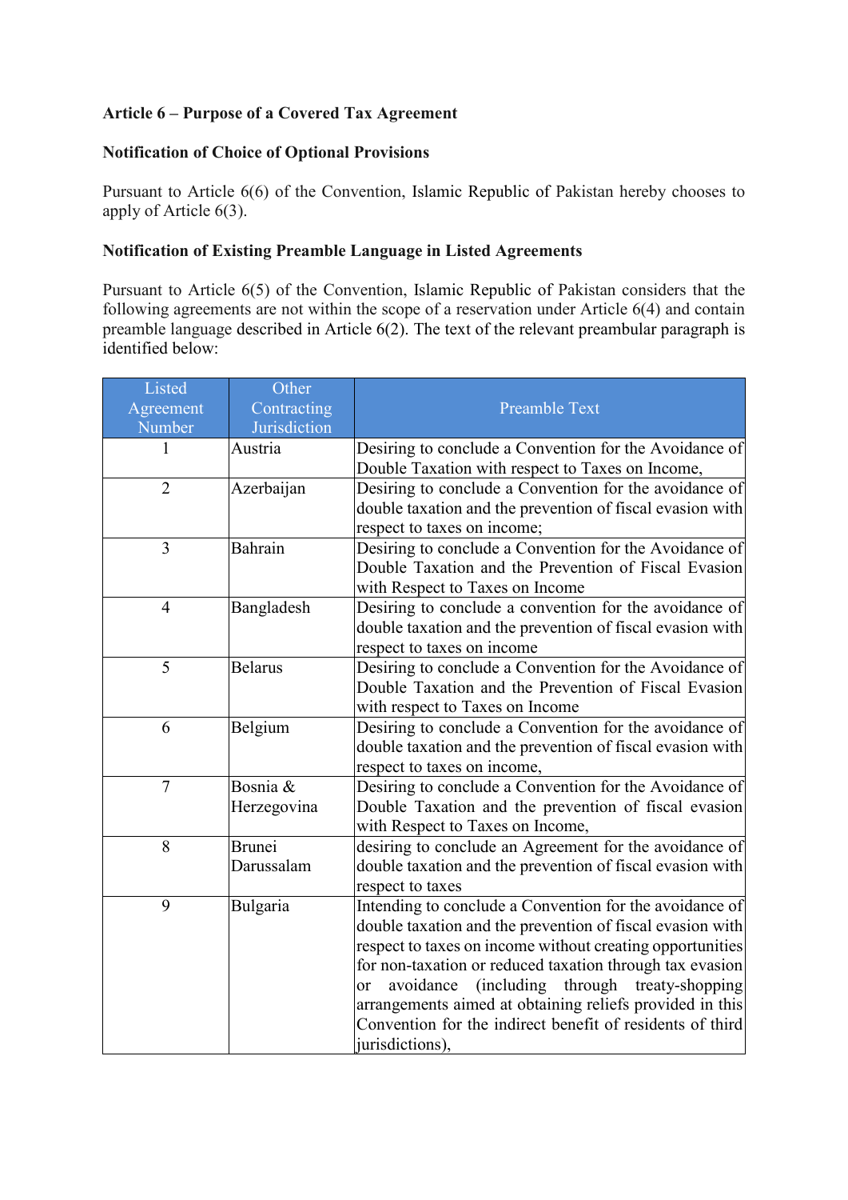**Article 6 – Purpose of a Covered Tax Agreement**

**Notification of Choice of Optional Provisions**

Pursuant to Article 6(6) of the Convention, Islamic Republic of Pakistan hereby chooses to apply of Article 6(3).

**Notification of Existing Preamble Language in Listed Agreements**

Pursuant to Article 6(5) of the Convention, Islamic Republic of Pakistan considers that the following agreements are not within the scope of a reservation under Article 6(4) and contain preamble language described in Article 6(2). The text of the relevant preambular paragraph is identified below:

| Listed Agreement Number | Other Contracting Jurisdiction | Preamble Text |
|---|---|---|
| 1 | Austria | Desiring to conclude a Convention for the Avoidance of Double Taxation with respect to Taxes on Income, |
| 2 | Azerbaijan | Desiring to conclude a Convention for the avoidance of double taxation and the prevention of fiscal evasion with respect to taxes on income; |
| 3 | Bahrain | Desiring to conclude a Convention for the Avoidance of Double Taxation and the Prevention of Fiscal Evasion with Respect to Taxes on Income |
| 4 | Bangladesh | Desiring to conclude a convention for the avoidance of double taxation and the prevention of fiscal evasion with respect to taxes on income |
| 5 | Belarus | Desiring to conclude a Convention for the Avoidance of Double Taxation and the Prevention of Fiscal Evasion with respect to Taxes on Income |
| 6 | Belgium | Desiring to conclude a Convention for the avoidance of double taxation and the prevention of fiscal evasion with respect to taxes on income, |
| 7 | Bosnia & Herzegovina | Desiring to conclude a Convention for the Avoidance of Double Taxation and the prevention of fiscal evasion with Respect to Taxes on Income, |
| 8 | Brunei Darussalam | desiring to conclude an Agreement for the avoidance of double taxation and the prevention of fiscal evasion with respect to taxes |
| 9 | Bulgaria | Intending to conclude a Convention for the avoidance of double taxation and the prevention of fiscal evasion with respect to taxes on income without creating opportunities for non-taxation or reduced taxation through tax evasion or avoidance (including through treaty-shopping arrangements aimed at obtaining reliefs provided in this Convention for the indirect benefit of residents of third jurisdictions), |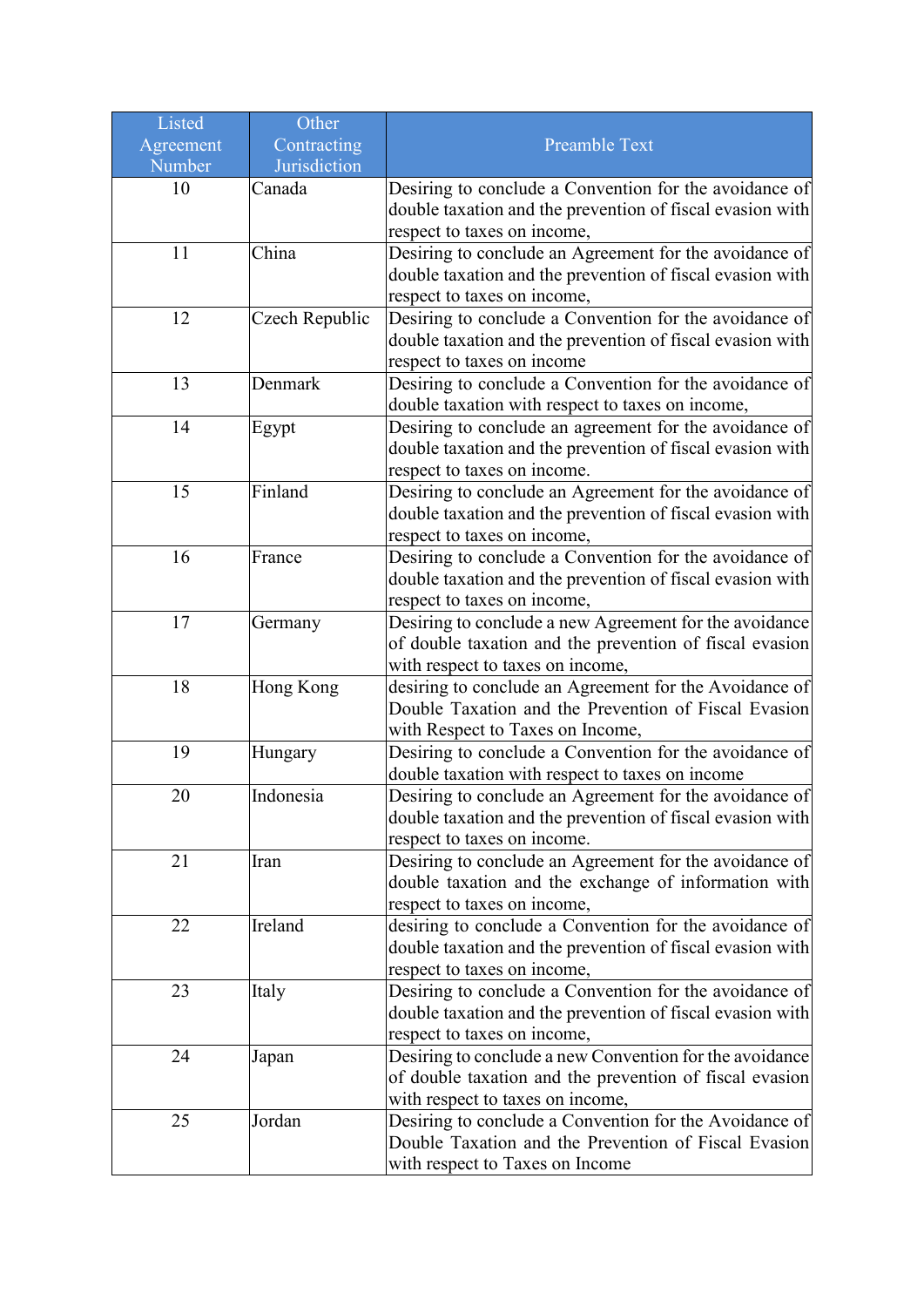| Listed Agreement Number | Other Contracting Jurisdiction | Preamble Text |
|---|---|---|
| 10 | Canada | Desiring to conclude a Convention for the avoidance of double taxation and the prevention of fiscal evasion with respect to taxes on income, |
| 11 | China | Desiring to conclude an Agreement for the avoidance of double taxation and the prevention of fiscal evasion with respect to taxes on income, |
| 12 | Czech Republic | Desiring to conclude a Convention for the avoidance of double taxation and the prevention of fiscal evasion with respect to taxes on income |
| 13 | Denmark | Desiring to conclude a Convention for the avoidance of double taxation with respect to taxes on income, |
| 14 | Egypt | Desiring to conclude an agreement for the avoidance of double taxation and the prevention of fiscal evasion with respect to taxes on income. |
| 15 | Finland | Desiring to conclude an Agreement for the avoidance of double taxation and the prevention of fiscal evasion with respect to taxes on income, |
| 16 | France | Desiring to conclude a Convention for the avoidance of double taxation and the prevention of fiscal evasion with respect to taxes on income, |
| 17 | Germany | Desiring to conclude a new Agreement for the avoidance of double taxation and the prevention of fiscal evasion with respect to taxes on income, |
| 18 | Hong Kong | desiring to conclude an Agreement for the Avoidance of Double Taxation and the Prevention of Fiscal Evasion with Respect to Taxes on Income, |
| 19 | Hungary | Desiring to conclude a Convention for the avoidance of double taxation with respect to taxes on income |
| 20 | Indonesia | Desiring to conclude an Agreement for the avoidance of double taxation and the prevention of fiscal evasion with respect to taxes on income. |
| 21 | Iran | Desiring to conclude an Agreement for the avoidance of double taxation and the exchange of information with respect to taxes on income, |
| 22 | Ireland | desiring to conclude a Convention for the avoidance of double taxation and the prevention of fiscal evasion with respect to taxes on income, |
| 23 | Italy | Desiring to conclude a Convention for the avoidance of double taxation and the prevention of fiscal evasion with respect to taxes on income, |
| 24 | Japan | Desiring to conclude a new Convention for the avoidance of double taxation and the prevention of fiscal evasion with respect to taxes on income, |
| 25 | Jordan | Desiring to conclude a Convention for the Avoidance of Double Taxation and the Prevention of Fiscal Evasion with respect to Taxes on Income |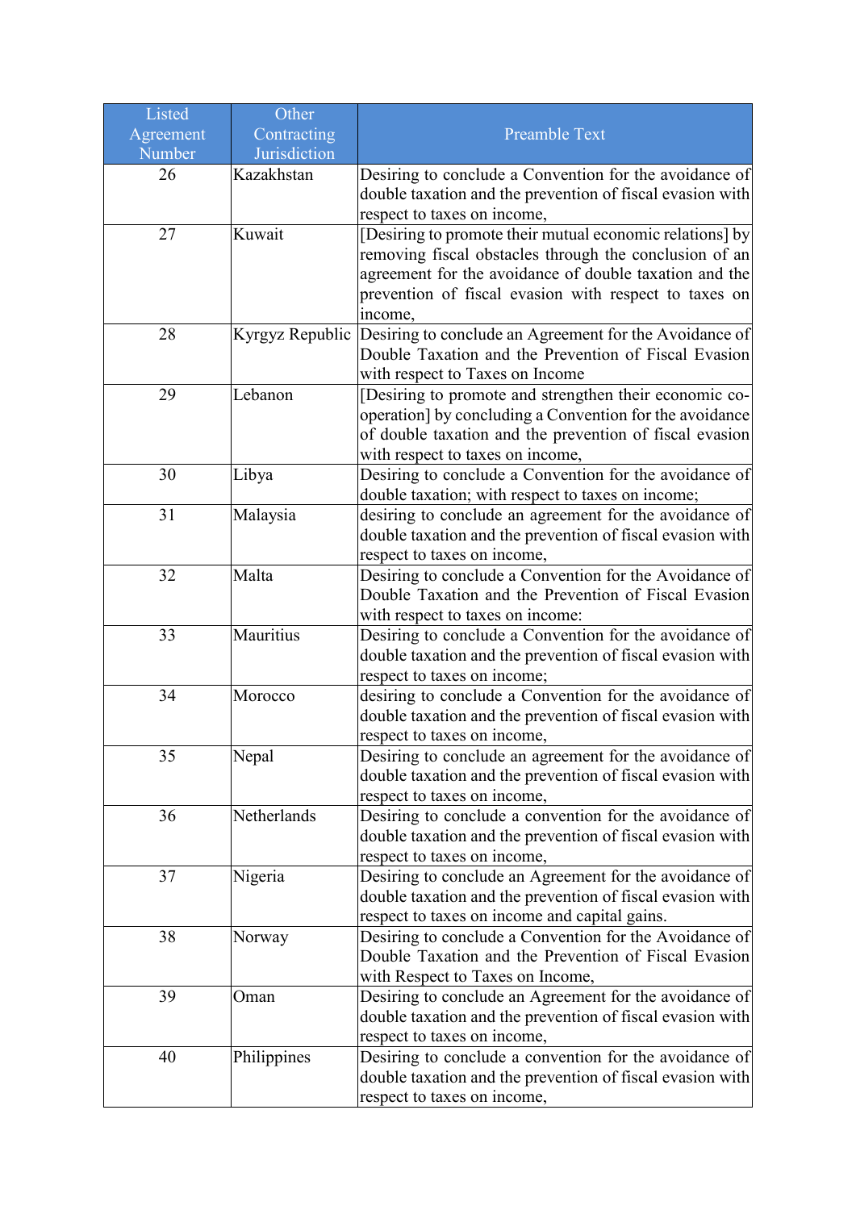| Listed Agreement Number | Other Contracting Jurisdiction | Preamble Text |
|---|---|---|
| 26 | Kazakhstan | Desiring to conclude a Convention for the avoidance of double taxation and the prevention of fiscal evasion with respect to taxes on income, |
| 27 | Kuwait | [Desiring to promote their mutual economic relations] by removing fiscal obstacles through the conclusion of an agreement for the avoidance of double taxation and the prevention of fiscal evasion with respect to taxes on income, |
| 28 | Kyrgyz Republic | Desiring to conclude an Agreement for the Avoidance of Double Taxation and the Prevention of Fiscal Evasion with respect to Taxes on Income |
| 29 | Lebanon | [Desiring to promote and strengthen their economic co-operation] by concluding a Convention for the avoidance of double taxation and the prevention of fiscal evasion with respect to taxes on income, |
| 30 | Libya | Desiring to conclude a Convention for the avoidance of double taxation; with respect to taxes on income; |
| 31 | Malaysia | desiring to conclude an agreement for the avoidance of double taxation and the prevention of fiscal evasion with respect to taxes on income, |
| 32 | Malta | Desiring to conclude a Convention for the Avoidance of Double Taxation and the Prevention of Fiscal Evasion with respect to taxes on income: |
| 33 | Mauritius | Desiring to conclude a Convention for the avoidance of double taxation and the prevention of fiscal evasion with respect to taxes on income; |
| 34 | Morocco | desiring to conclude a Convention for the avoidance of double taxation and the prevention of fiscal evasion with respect to taxes on income, |
| 35 | Nepal | Desiring to conclude an agreement for the avoidance of double taxation and the prevention of fiscal evasion with respect to taxes on income, |
| 36 | Netherlands | Desiring to conclude a convention for the avoidance of double taxation and the prevention of fiscal evasion with respect to taxes on income, |
| 37 | Nigeria | Desiring to conclude an Agreement for the avoidance of double taxation and the prevention of fiscal evasion with respect to taxes on income and capital gains. |
| 38 | Norway | Desiring to conclude a Convention for the Avoidance of Double Taxation and the Prevention of Fiscal Evasion with Respect to Taxes on Income, |
| 39 | Oman | Desiring to conclude an Agreement for the avoidance of double taxation and the prevention of fiscal evasion with respect to taxes on income, |
| 40 | Philippines | Desiring to conclude a convention for the avoidance of double taxation and the prevention of fiscal evasion with respect to taxes on income, |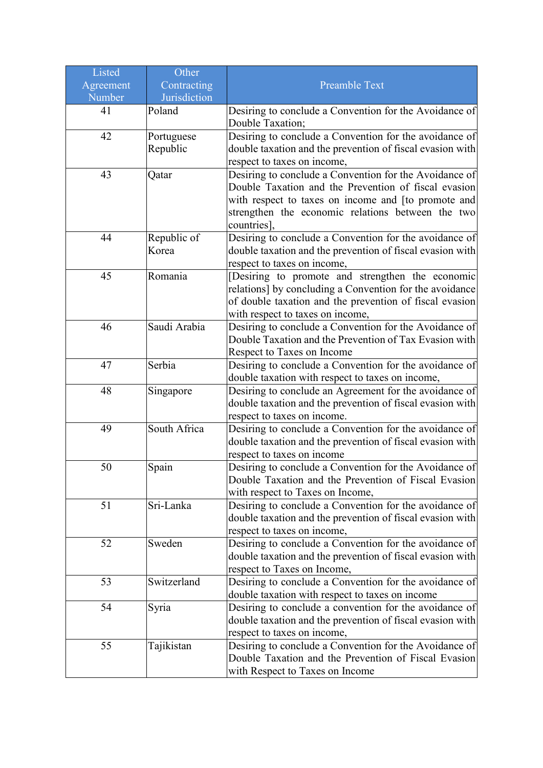| Listed Agreement Number | Other Contracting Jurisdiction | Preamble Text |
|---|---|---|
| 41 | Poland | Desiring to conclude a Convention for the Avoidance of Double Taxation; |
| 42 | Portuguese Republic | Desiring to conclude a Convention for the avoidance of double taxation and the prevention of fiscal evasion with respect to taxes on income, |
| 43 | Qatar | Desiring to conclude a Convention for the Avoidance of Double Taxation and the Prevention of fiscal evasion with respect to taxes on income and [to promote and strengthen the economic relations between the two countries], |
| 44 | Republic of Korea | Desiring to conclude a Convention for the avoidance of double taxation and the prevention of fiscal evasion with respect to taxes on income, |
| 45 | Romania | [Desiring to promote and strengthen the economic relations] by concluding a Convention for the avoidance of double taxation and the prevention of fiscal evasion with respect to taxes on income, |
| 46 | Saudi Arabia | Desiring to conclude a Convention for the Avoidance of Double Taxation and the Prevention of Tax Evasion with Respect to Taxes on Income |
| 47 | Serbia | Desiring to conclude a Convention for the avoidance of double taxation with respect to taxes on income, |
| 48 | Singapore | Desiring to conclude an Agreement for the avoidance of double taxation and the prevention of fiscal evasion with respect to taxes on income. |
| 49 | South Africa | Desiring to conclude a Convention for the avoidance of double taxation and the prevention of fiscal evasion with respect to taxes on income |
| 50 | Spain | Desiring to conclude a Convention for the Avoidance of Double Taxation and the Prevention of Fiscal Evasion with respect to Taxes on Income, |
| 51 | Sri-Lanka | Desiring to conclude a Convention for the avoidance of double taxation and the prevention of fiscal evasion with respect to taxes on income, |
| 52 | Sweden | Desiring to conclude a Convention for the avoidance of double taxation and the prevention of fiscal evasion with respect to Taxes on Income, |
| 53 | Switzerland | Desiring to conclude a Convention for the avoidance of double taxation with respect to taxes on income |
| 54 | Syria | Desiring to conclude a convention for the avoidance of double taxation and the prevention of fiscal evasion with respect to taxes on income, |
| 55 | Tajikistan | Desiring to conclude a Convention for the Avoidance of Double Taxation and the Prevention of Fiscal Evasion with Respect to Taxes on Income |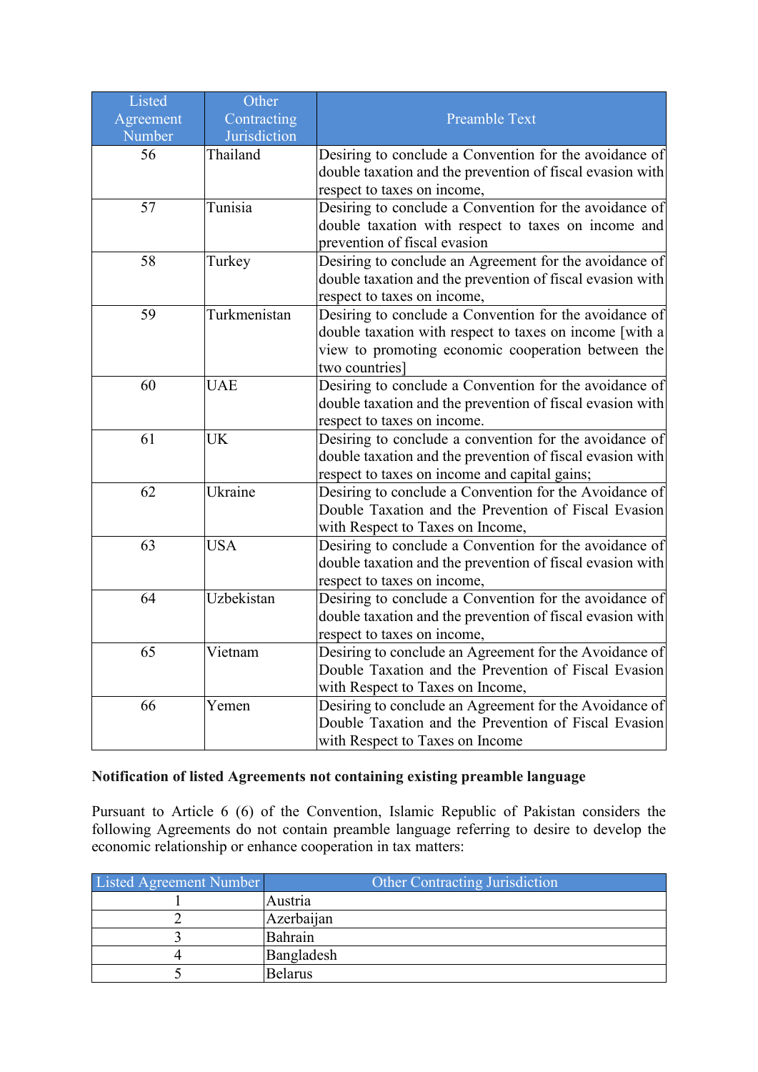| Listed Agreement Number | Other Contracting Jurisdiction | Preamble Text |
|---|---|---|
| 56 | Thailand | Desiring to conclude a Convention for the avoidance of double taxation and the prevention of fiscal evasion with respect to taxes on income, |
| 57 | Tunisia | Desiring to conclude a Convention for the avoidance of double taxation with respect to taxes on income and prevention of fiscal evasion |
| 58 | Turkey | Desiring to conclude an Agreement for the avoidance of double taxation and the prevention of fiscal evasion with respect to taxes on income, |
| 59 | Turkmenistan | Desiring to conclude a Convention for the avoidance of double taxation with respect to taxes on income [with a view to promoting economic cooperation between the two countries] |
| 60 | UAE | Desiring to conclude a Convention for the avoidance of double taxation and the prevention of fiscal evasion with respect to taxes on income. |
| 61 | UK | Desiring to conclude a convention for the avoidance of double taxation and the prevention of fiscal evasion with respect to taxes on income and capital gains; |
| 62 | Ukraine | Desiring to conclude a Convention for the Avoidance of Double Taxation and the Prevention of Fiscal Evasion with Respect to Taxes on Income, |
| 63 | USA | Desiring to conclude a Convention for the avoidance of double taxation and the prevention of fiscal evasion with respect to taxes on income, |
| 64 | Uzbekistan | Desiring to conclude a Convention for the avoidance of double taxation and the prevention of fiscal evasion with respect to taxes on income, |
| 65 | Vietnam | Desiring to conclude an Agreement for the Avoidance of Double Taxation and the Prevention of Fiscal Evasion with Respect to Taxes on Income, |
| 66 | Yemen | Desiring to conclude an Agreement for the Avoidance of Double Taxation and the Prevention of Fiscal Evasion with Respect to Taxes on Income |

**Notification of listed Agreements not containing existing preamble language**

Pursuant to Article 6 (6) of the Convention, Islamic Republic of Pakistan considers the following Agreements do not contain preamble language referring to desire to develop the economic relationship or enhance cooperation in tax matters:

| Listed Agreement Number | Other Contracting Jurisdiction |
|---|---|
| 1 | Austria |
| 2 | Azerbaijan |
| 3 | Bahrain |
| 4 | Bangladesh |
| 5 | Belarus |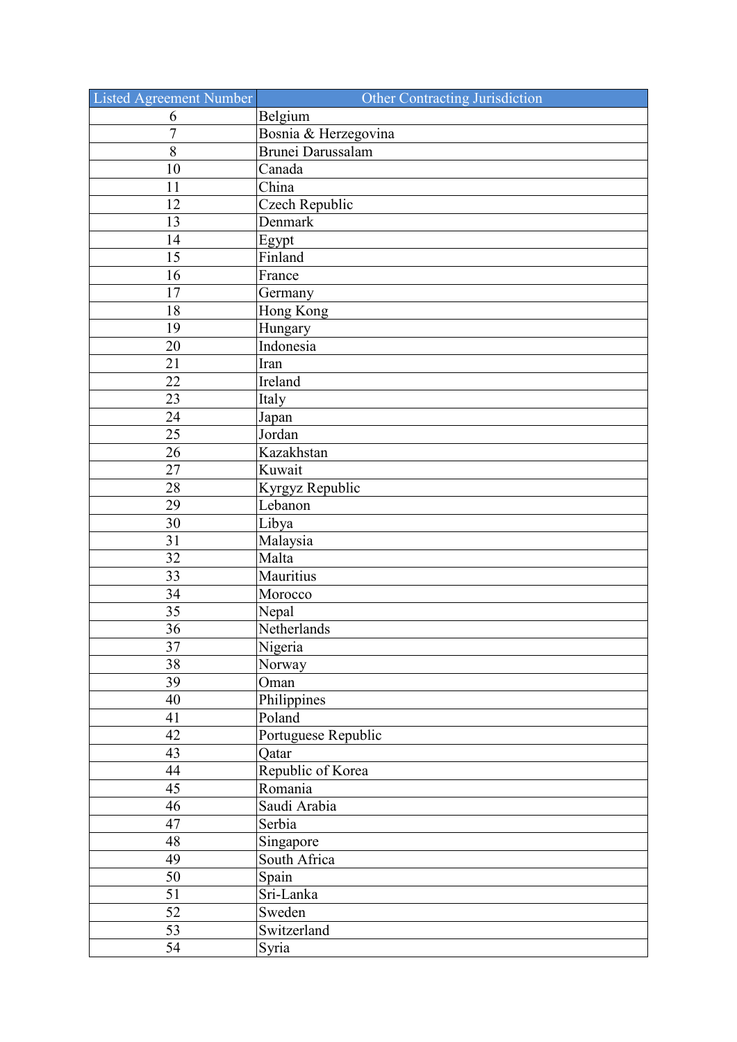| Listed Agreement Number | Other Contracting Jurisdiction |
| --- | --- |
| 6 | Belgium |
| 7 | Bosnia & Herzegovina |
| 8 | Brunei Darussalam |
| 10 | Canada |
| 11 | China |
| 12 | Czech Republic |
| 13 | Denmark |
| 14 | Egypt |
| 15 | Finland |
| 16 | France |
| 17 | Germany |
| 18 | Hong Kong |
| 19 | Hungary |
| 20 | Indonesia |
| 21 | Iran |
| 22 | Ireland |
| 23 | Italy |
| 24 | Japan |
| 25 | Jordan |
| 26 | Kazakhstan |
| 27 | Kuwait |
| 28 | Kyrgyz Republic |
| 29 | Lebanon |
| 30 | Libya |
| 31 | Malaysia |
| 32 | Malta |
| 33 | Mauritius |
| 34 | Morocco |
| 35 | Nepal |
| 36 | Netherlands |
| 37 | Nigeria |
| 38 | Norway |
| 39 | Oman |
| 40 | Philippines |
| 41 | Poland |
| 42 | Portuguese Republic |
| 43 | Qatar |
| 44 | Republic of Korea |
| 45 | Romania |
| 46 | Saudi Arabia |
| 47 | Serbia |
| 48 | Singapore |
| 49 | South Africa |
| 50 | Spain |
| 51 | Sri-Lanka |
| 52 | Sweden |
| 53 | Switzerland |
| 54 | Syria |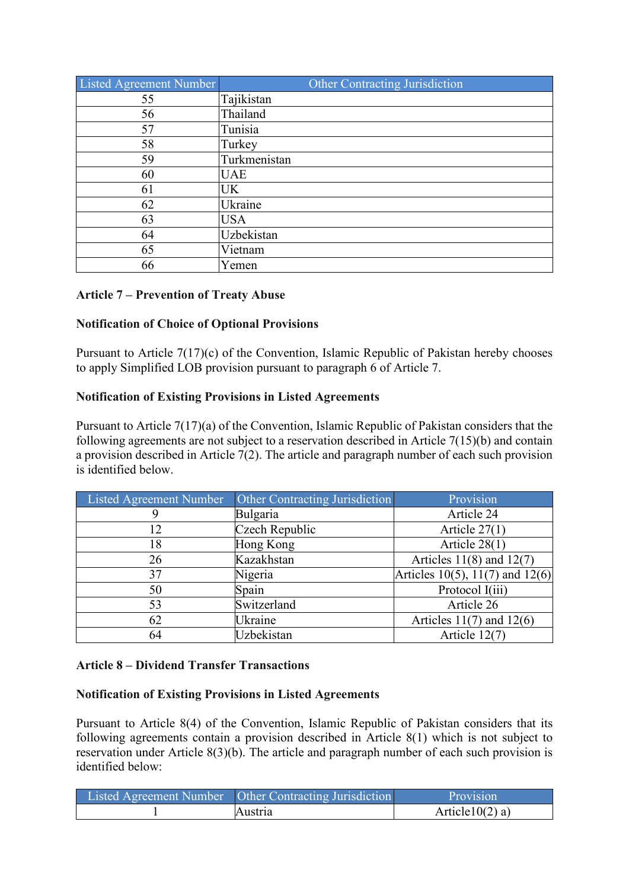| Listed Agreement Number | Other Contracting Jurisdiction |
|---|---|
| 55 | Tajikistan |
| 56 | Thailand |
| 57 | Tunisia |
| 58 | Turkey |
| 59 | Turkmenistan |
| 60 | UAE |
| 61 | UK |
| 62 | Ukraine |
| 63 | USA |
| 64 | Uzbekistan |
| 65 | Vietnam |
| 66 | Yemen |

**Article 7 – Prevention of Treaty Abuse**

**Notification of Choice of Optional Provisions**

Pursuant to Article 7(17)(c) of the Convention, Islamic Republic of Pakistan hereby chooses to apply Simplified LOB provision pursuant to paragraph 6 of Article 7.

**Notification of Existing Provisions in Listed Agreements**

Pursuant to Article 7(17)(a) of the Convention, Islamic Republic of Pakistan considers that the following agreements are not subject to a reservation described in Article 7(15)(b) and contain a provision described in Article 7(2). The article and paragraph number of each such provision is identified below.

| Listed Agreement Number | Other Contracting Jurisdiction | Provision |
|---|---|---|
| 9 | Bulgaria | Article 24 |
| 12 | Czech Republic | Article 27(1) |
| 18 | Hong Kong | Article 28(1) |
| 26 | Kazakhstan | Articles 11(8) and 12(7) |
| 37 | Nigeria | Articles 10(5), 11(7) and 12(6) |
| 50 | Spain | Protocol I(iii) |
| 53 | Switzerland | Article 26 |
| 62 | Ukraine | Articles 11(7) and 12(6) |
| 64 | Uzbekistan | Article 12(7) |

**Article 8 – Dividend Transfer Transactions**

**Notification of Existing Provisions in Listed Agreements**

Pursuant to Article 8(4) of the Convention, Islamic Republic of Pakistan considers that its following agreements contain a provision described in Article 8(1) which is not subject to reservation under Article 8(3)(b). The article and paragraph number of each such provision is identified below:

| Listed Agreement Number | Other Contracting Jurisdiction | Provision |
|---|---|---|
| 1 | Austria | Article10(2) a) |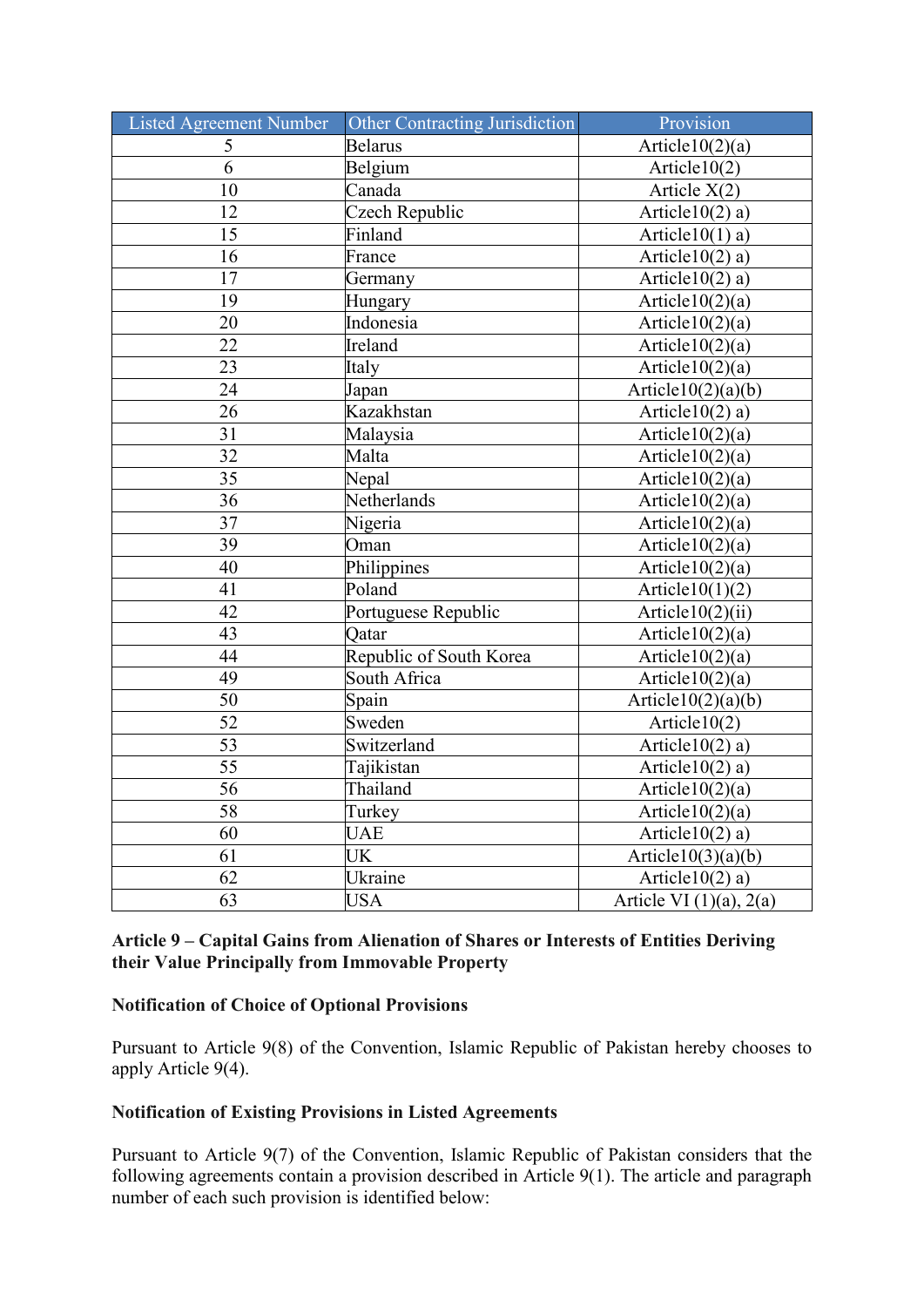| Listed Agreement Number | Other Contracting Jurisdiction | Provision |
|---|---|---|
| 5 | Belarus | Article10(2)(a) |
| 6 | Belgium | Article10(2) |
| 10 | Canada | Article X(2) |
| 12 | Czech Republic | Article10(2) a) |
| 15 | Finland | Article10(1) a) |
| 16 | France | Article10(2) a) |
| 17 | Germany | Article10(2) a) |
| 19 | Hungary | Article10(2)(a) |
| 20 | Indonesia | Article10(2)(a) |
| 22 | Ireland | Article10(2)(a) |
| 23 | Italy | Article10(2)(a) |
| 24 | Japan | Article10(2)(a)(b) |
| 26 | Kazakhstan | Article10(2) a) |
| 31 | Malaysia | Article10(2)(a) |
| 32 | Malta | Article10(2)(a) |
| 35 | Nepal | Article10(2)(a) |
| 36 | Netherlands | Article10(2)(a) |
| 37 | Nigeria | Article10(2)(a) |
| 39 | Oman | Article10(2)(a) |
| 40 | Philippines | Article10(2)(a) |
| 41 | Poland | Article10(1)(2) |
| 42 | Portuguese Republic | Article10(2)(ii) |
| 43 | Qatar | Article10(2)(a) |
| 44 | Republic of South Korea | Article10(2)(a) |
| 49 | South Africa | Article10(2)(a) |
| 50 | Spain | Article10(2)(a)(b) |
| 52 | Sweden | Article10(2) |
| 53 | Switzerland | Article10(2) a) |
| 55 | Tajikistan | Article10(2) a) |
| 56 | Thailand | Article10(2)(a) |
| 58 | Turkey | Article10(2)(a) |
| 60 | UAE | Article10(2) a) |
| 61 | UK | Article10(3)(a)(b) |
| 62 | Ukraine | Article10(2) a) |
| 63 | USA | Article VI (1)(a), 2(a) |

**Article 9 – Capital Gains from Alienation of Shares or Interests of Entities Deriving their Value Principally from Immovable Property**

**Notification of Choice of Optional Provisions**

Pursuant to Article 9(8) of the Convention, Islamic Republic of Pakistan hereby chooses to apply Article 9(4).

**Notification of Existing Provisions in Listed Agreements**

Pursuant to Article 9(7) of the Convention, Islamic Republic of Pakistan considers that the following agreements contain a provision described in Article 9(1). The article and paragraph number of each such provision is identified below: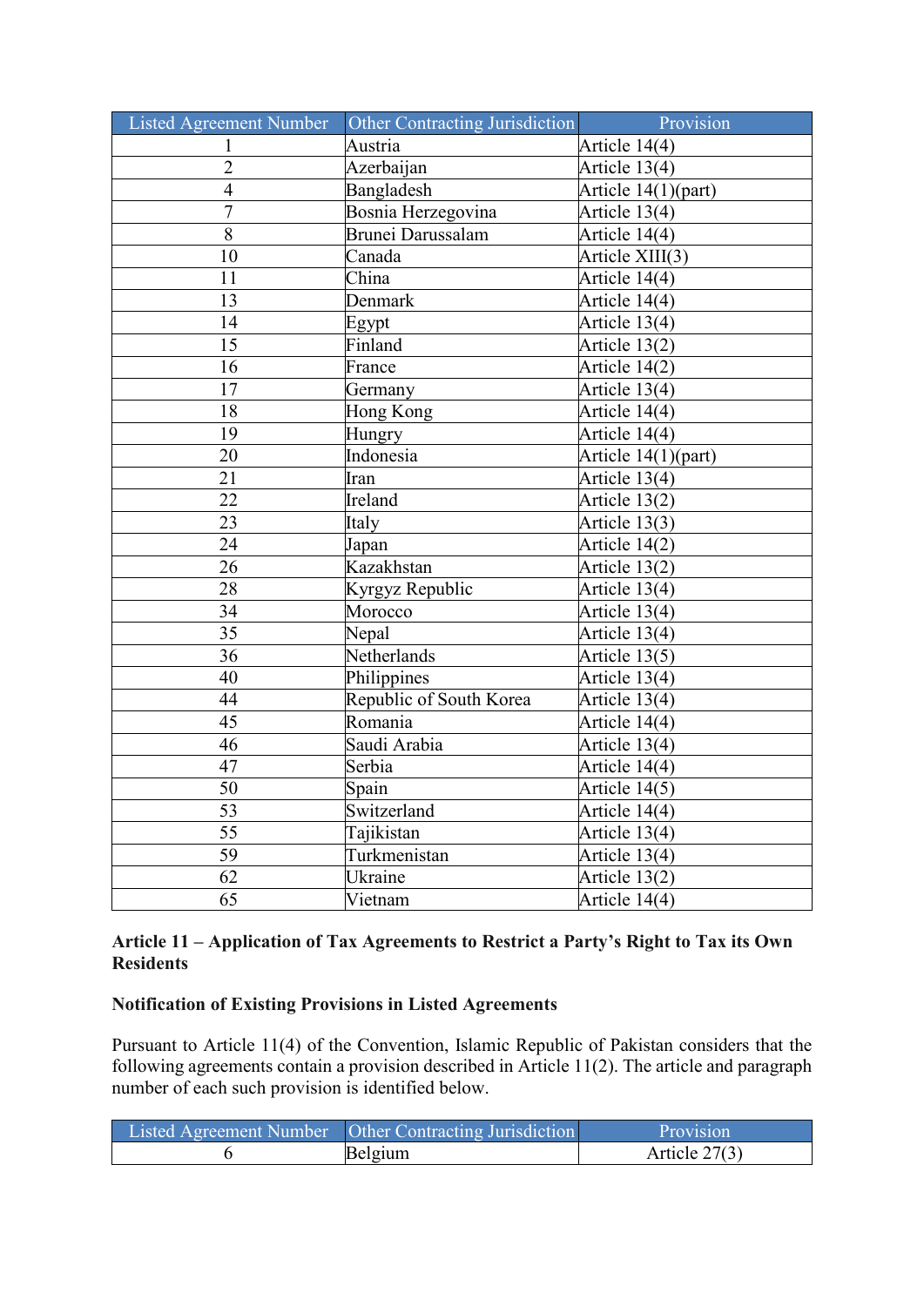| Listed Agreement Number | Other Contracting Jurisdiction | Provision |
|---|---|---|
| 1 | Austria | Article 14(4) |
| 2 | Azerbaijan | Article 13(4) |
| 4 | Bangladesh | Article 14(1)(part) |
| 7 | Bosnia Herzegovina | Article 13(4) |
| 8 | Brunei Darussalam | Article 14(4) |
| 10 | Canada | Article XIII(3) |
| 11 | China | Article 14(4) |
| 13 | Denmark | Article 14(4) |
| 14 | Egypt | Article 13(4) |
| 15 | Finland | Article 13(2) |
| 16 | France | Article 14(2) |
| 17 | Germany | Article 13(4) |
| 18 | Hong Kong | Article 14(4) |
| 19 | Hungry | Article 14(4) |
| 20 | Indonesia | Article 14(1)(part) |
| 21 | Iran | Article 13(4) |
| 22 | Ireland | Article 13(2) |
| 23 | Italy | Article 13(3) |
| 24 | Japan | Article 14(2) |
| 26 | Kazakhstan | Article 13(2) |
| 28 | Kyrgyz Republic | Article 13(4) |
| 34 | Morocco | Article 13(4) |
| 35 | Nepal | Article 13(4) |
| 36 | Netherlands | Article 13(5) |
| 40 | Philippines | Article 13(4) |
| 44 | Republic of South Korea | Article 13(4) |
| 45 | Romania | Article 14(4) |
| 46 | Saudi Arabia | Article 13(4) |
| 47 | Serbia | Article 14(4) |
| 50 | Spain | Article 14(5) |
| 53 | Switzerland | Article 14(4) |
| 55 | Tajikistan | Article 13(4) |
| 59 | Turkmenistan | Article 13(4) |
| 62 | Ukraine | Article 13(2) |
| 65 | Vietnam | Article 14(4) |

**Article 11 – Application of Tax Agreements to Restrict a Party's Right to Tax its Own Residents**

**Notification of Existing Provisions in Listed Agreements**

Pursuant to Article 11(4) of the Convention, Islamic Republic of Pakistan considers that the following agreements contain a provision described in Article 11(2). The article and paragraph number of each such provision is identified below.

| Listed Agreement Number | Other Contracting Jurisdiction | Provision |
|---|---|---|
| 6 | Belgium | Article 27(3) |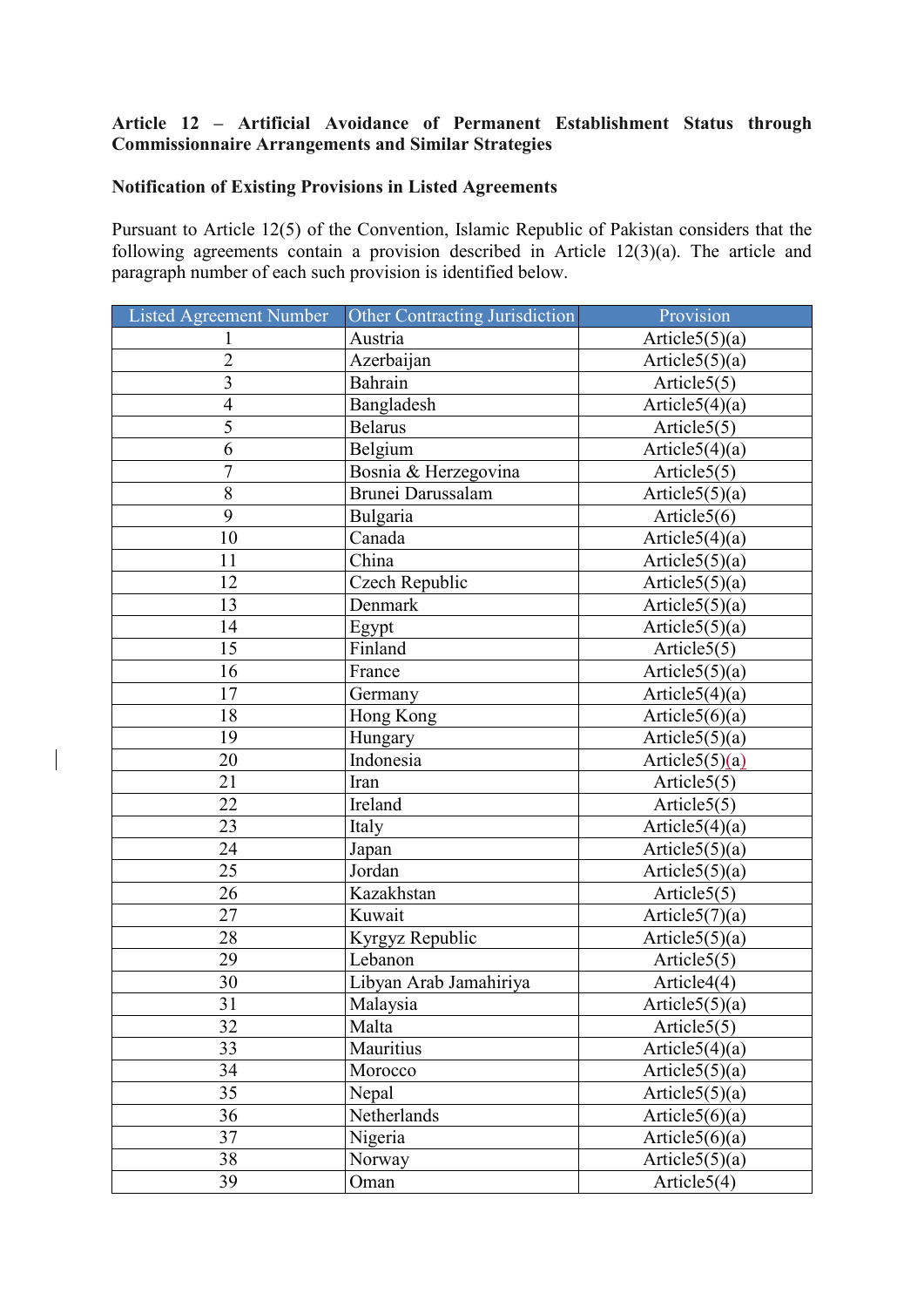**Article 12 – Artificial Avoidance of Permanent Establishment Status through Commissionnaire Arrangements and Similar Strategies**

**Notification of Existing Provisions in Listed Agreements**

Pursuant to Article 12(5) of the Convention, Islamic Republic of Pakistan considers that the following agreements contain a provision described in Article 12(3)(a). The article and paragraph number of each such provision is identified below.

| Listed Agreement Number | Other Contracting Jurisdiction | Provision |
|---|---|---|
| 1 | Austria | Article5(5)(a) |
| 2 | Azerbaijan | Article5(5)(a) |
| 3 | Bahrain | Article5(5) |
| 4 | Bangladesh | Article5(4)(a) |
| 5 | Belarus | Article5(5) |
| 6 | Belgium | Article5(4)(a) |
| 7 | Bosnia & Herzegovina | Article5(5) |
| 8 | Brunei Darussalam | Article5(5)(a) |
| 9 | Bulgaria | Article5(6) |
| 10 | Canada | Article5(4)(a) |
| 11 | China | Article5(5)(a) |
| 12 | Czech Republic | Article5(5)(a) |
| 13 | Denmark | Article5(5)(a) |
| 14 | Egypt | Article5(5)(a) |
| 15 | Finland | Article5(5) |
| 16 | France | Article5(5)(a) |
| 17 | Germany | Article5(4)(a) |
| 18 | Hong Kong | Article5(6)(a) |
| 19 | Hungary | Article5(5)(a) |
| 20 | Indonesia | Article5(5)(a) |
| 21 | Iran | Article5(5) |
| 22 | Ireland | Article5(5) |
| 23 | Italy | Article5(4)(a) |
| 24 | Japan | Article5(5)(a) |
| 25 | Jordan | Article5(5)(a) |
| 26 | Kazakhstan | Article5(5) |
| 27 | Kuwait | Article5(7)(a) |
| 28 | Kyrgyz Republic | Article5(5)(a) |
| 29 | Lebanon | Article5(5) |
| 30 | Libyan Arab Jamahiriya | Article4(4) |
| 31 | Malaysia | Article5(5)(a) |
| 32 | Malta | Article5(5) |
| 33 | Mauritius | Article5(4)(a) |
| 34 | Morocco | Article5(5)(a) |
| 35 | Nepal | Article5(5)(a) |
| 36 | Netherlands | Article5(6)(a) |
| 37 | Nigeria | Article5(6)(a) |
| 38 | Norway | Article5(5)(a) |
| 39 | Oman | Article5(4) |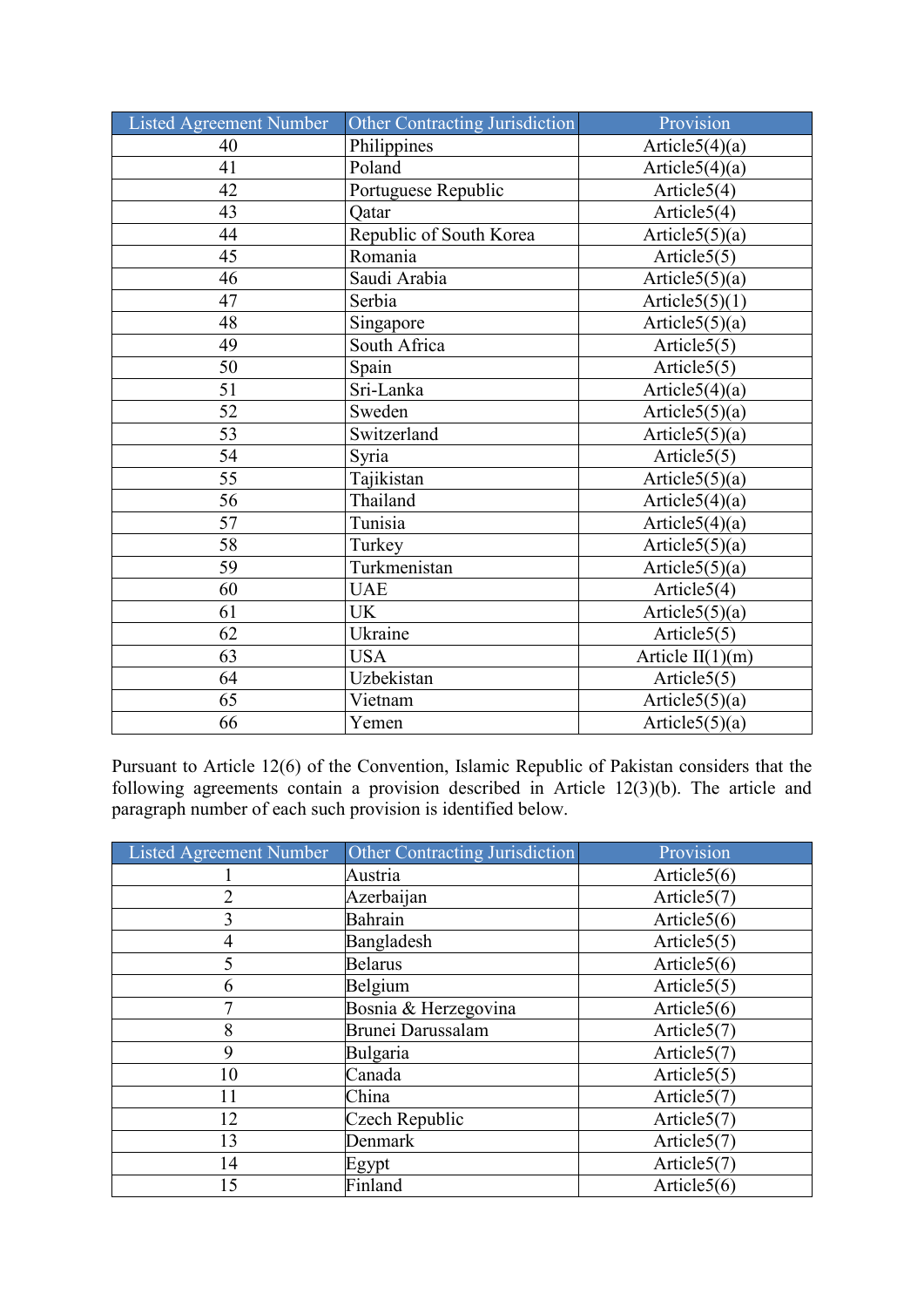| Listed Agreement Number | Other Contracting Jurisdiction | Provision |
|---|---|---|
| 40 | Philippines | Article5(4)(a) |
| 41 | Poland | Article5(4)(a) |
| 42 | Portuguese Republic | Article5(4) |
| 43 | Qatar | Article5(4) |
| 44 | Republic of South Korea | Article5(5)(a) |
| 45 | Romania | Article5(5) |
| 46 | Saudi Arabia | Article5(5)(a) |
| 47 | Serbia | Article5(5)(1) |
| 48 | Singapore | Article5(5)(a) |
| 49 | South Africa | Article5(5) |
| 50 | Spain | Article5(5) |
| 51 | Sri-Lanka | Article5(4)(a) |
| 52 | Sweden | Article5(5)(a) |
| 53 | Switzerland | Article5(5)(a) |
| 54 | Syria | Article5(5) |
| 55 | Tajikistan | Article5(5)(a) |
| 56 | Thailand | Article5(4)(a) |
| 57 | Tunisia | Article5(4)(a) |
| 58 | Turkey | Article5(5)(a) |
| 59 | Turkmenistan | Article5(5)(a) |
| 60 | UAE | Article5(4) |
| 61 | UK | Article5(5)(a) |
| 62 | Ukraine | Article5(5) |
| 63 | USA | Article II(1)(m) |
| 64 | Uzbekistan | Article5(5) |
| 65 | Vietnam | Article5(5)(a) |
| 66 | Yemen | Article5(5)(a) |

Pursuant to Article 12(6) of the Convention, Islamic Republic of Pakistan considers that the following agreements contain a provision described in Article 12(3)(b). The article and paragraph number of each such provision is identified below.

| Listed Agreement Number | Other Contracting Jurisdiction | Provision |
|---|---|---|
| 1 | Austria | Article5(6) |
| 2 | Azerbaijan | Article5(7) |
| 3 | Bahrain | Article5(6) |
| 4 | Bangladesh | Article5(5) |
| 5 | Belarus | Article5(6) |
| 6 | Belgium | Article5(5) |
| 7 | Bosnia & Herzegovina | Article5(6) |
| 8 | Brunei Darussalam | Article5(7) |
| 9 | Bulgaria | Article5(7) |
| 10 | Canada | Article5(5) |
| 11 | China | Article5(7) |
| 12 | Czech Republic | Article5(7) |
| 13 | Denmark | Article5(7) |
| 14 | Egypt | Article5(7) |
| 15 | Finland | Article5(6) |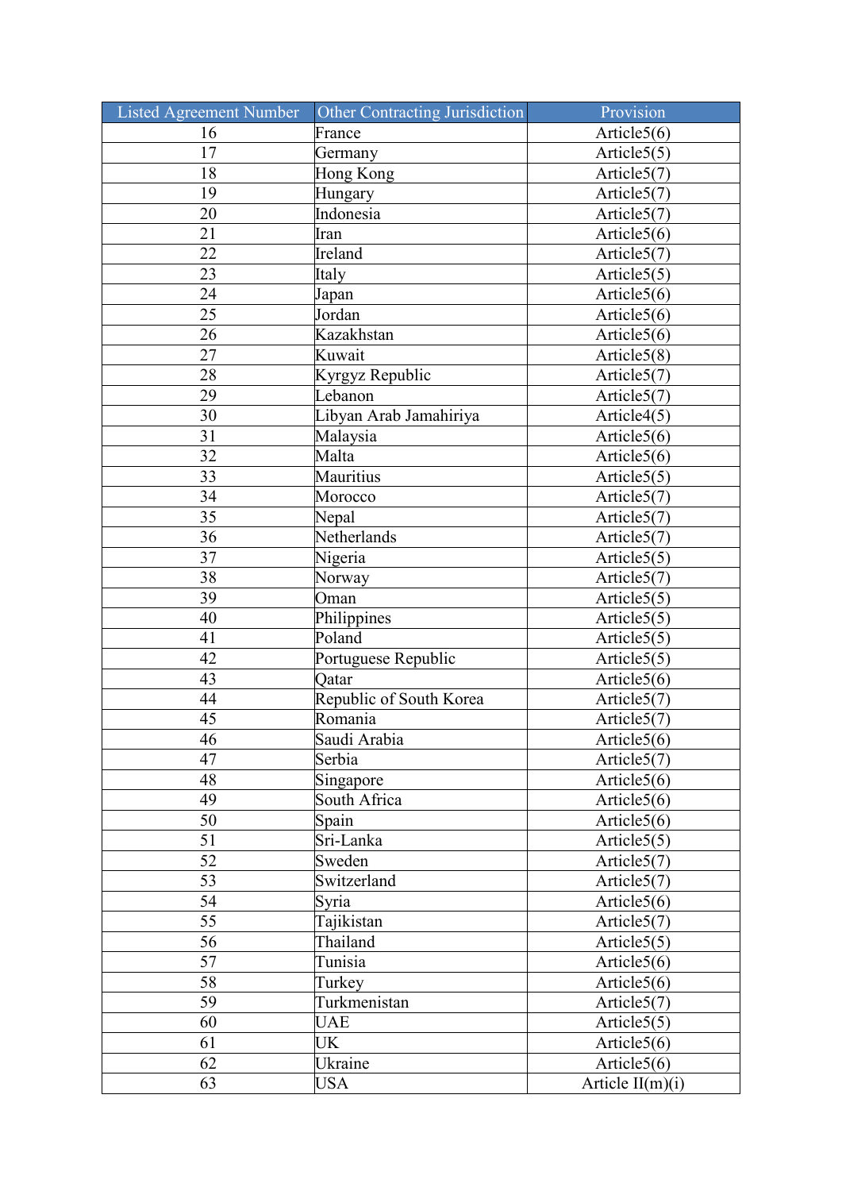| Listed Agreement Number | Other Contracting Jurisdiction | Provision |
|---|---|---|
| 16 | France | Article5(6) |
| 17 | Germany | Article5(5) |
| 18 | Hong Kong | Article5(7) |
| 19 | Hungary | Article5(7) |
| 20 | Indonesia | Article5(7) |
| 21 | Iran | Article5(6) |
| 22 | Ireland | Article5(7) |
| 23 | Italy | Article5(5) |
| 24 | Japan | Article5(6) |
| 25 | Jordan | Article5(6) |
| 26 | Kazakhstan | Article5(6) |
| 27 | Kuwait | Article5(8) |
| 28 | Kyrgyz Republic | Article5(7) |
| 29 | Lebanon | Article5(7) |
| 30 | Libyan Arab Jamahiriya | Article4(5) |
| 31 | Malaysia | Article5(6) |
| 32 | Malta | Article5(6) |
| 33 | Mauritius | Article5(5) |
| 34 | Morocco | Article5(7) |
| 35 | Nepal | Article5(7) |
| 36 | Netherlands | Article5(7) |
| 37 | Nigeria | Article5(5) |
| 38 | Norway | Article5(7) |
| 39 | Oman | Article5(5) |
| 40 | Philippines | Article5(5) |
| 41 | Poland | Article5(5) |
| 42 | Portuguese Republic | Article5(5) |
| 43 | Qatar | Article5(6) |
| 44 | Republic of South Korea | Article5(7) |
| 45 | Romania | Article5(7) |
| 46 | Saudi Arabia | Article5(6) |
| 47 | Serbia | Article5(7) |
| 48 | Singapore | Article5(6) |
| 49 | South Africa | Article5(6) |
| 50 | Spain | Article5(6) |
| 51 | Sri-Lanka | Article5(5) |
| 52 | Sweden | Article5(7) |
| 53 | Switzerland | Article5(7) |
| 54 | Syria | Article5(6) |
| 55 | Tajikistan | Article5(7) |
| 56 | Thailand | Article5(5) |
| 57 | Tunisia | Article5(6) |
| 58 | Turkey | Article5(6) |
| 59 | Turkmenistan | Article5(7) |
| 60 | UAE | Article5(5) |
| 61 | UK | Article5(6) |
| 62 | Ukraine | Article5(6) |
| 63 | USA | Article II(m)(i) |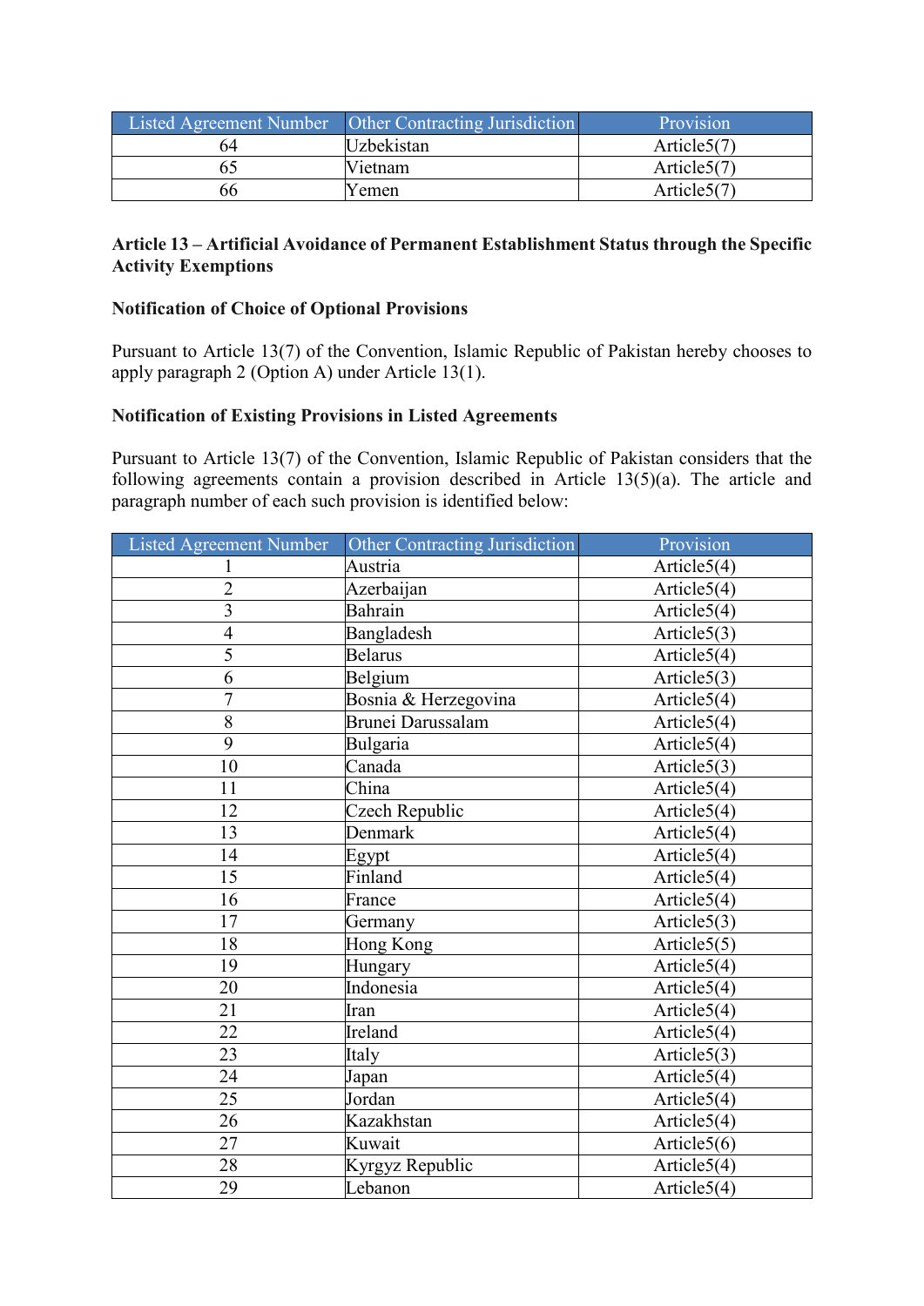| Listed Agreement Number | Other Contracting Jurisdiction | Provision |
|---|---|---|
| 64 | Uzbekistan | Article5(7) |
| 65 | Vietnam | Article5(7) |
| 66 | Yemen | Article5(7) |

**Article 13 – Artificial Avoidance of Permanent Establishment Status through the Specific Activity Exemptions**

**Notification of Choice of Optional Provisions**

Pursuant to Article 13(7) of the Convention, Islamic Republic of Pakistan hereby chooses to apply paragraph 2 (Option A) under Article 13(1).

**Notification of Existing Provisions in Listed Agreements**

Pursuant to Article 13(7) of the Convention, Islamic Republic of Pakistan considers that the following agreements contain a provision described in Article 13(5)(a). The article and paragraph number of each such provision is identified below:

| Listed Agreement Number | Other Contracting Jurisdiction | Provision |
|---|---|---|
| 1 | Austria | Article5(4) |
| 2 | Azerbaijan | Article5(4) |
| 3 | Bahrain | Article5(4) |
| 4 | Bangladesh | Article5(3) |
| 5 | Belarus | Article5(4) |
| 6 | Belgium | Article5(3) |
| 7 | Bosnia & Herzegovina | Article5(4) |
| 8 | Brunei Darussalam | Article5(4) |
| 9 | Bulgaria | Article5(4) |
| 10 | Canada | Article5(3) |
| 11 | China | Article5(4) |
| 12 | Czech Republic | Article5(4) |
| 13 | Denmark | Article5(4) |
| 14 | Egypt | Article5(4) |
| 15 | Finland | Article5(4) |
| 16 | France | Article5(4) |
| 17 | Germany | Article5(3) |
| 18 | Hong Kong | Article5(5) |
| 19 | Hungary | Article5(4) |
| 20 | Indonesia | Article5(4) |
| 21 | Iran | Article5(4) |
| 22 | Ireland | Article5(4) |
| 23 | Italy | Article5(3) |
| 24 | Japan | Article5(4) |
| 25 | Jordan | Article5(4) |
| 26 | Kazakhstan | Article5(4) |
| 27 | Kuwait | Article5(6) |
| 28 | Kyrgyz Republic | Article5(4) |
| 29 | Lebanon | Article5(4) |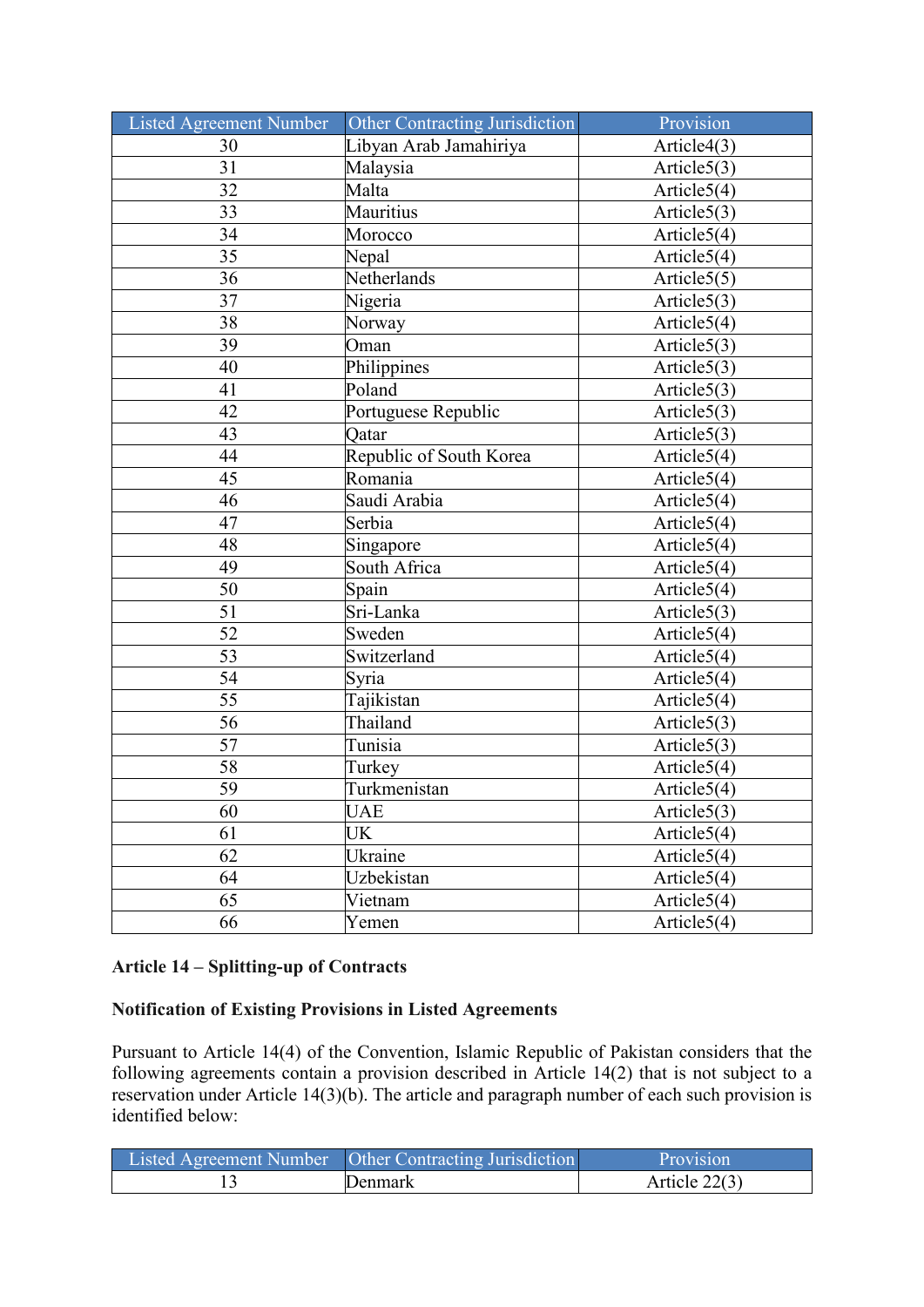| Listed Agreement Number | Other Contracting Jurisdiction | Provision |
|---|---|---|
| 30 | Libyan Arab Jamahiriya | Article4(3) |
| 31 | Malaysia | Article5(3) |
| 32 | Malta | Article5(4) |
| 33 | Mauritius | Article5(3) |
| 34 | Morocco | Article5(4) |
| 35 | Nepal | Article5(4) |
| 36 | Netherlands | Article5(5) |
| 37 | Nigeria | Article5(3) |
| 38 | Norway | Article5(4) |
| 39 | Oman | Article5(3) |
| 40 | Philippines | Article5(3) |
| 41 | Poland | Article5(3) |
| 42 | Portuguese Republic | Article5(3) |
| 43 | Qatar | Article5(3) |
| 44 | Republic of South Korea | Article5(4) |
| 45 | Romania | Article5(4) |
| 46 | Saudi Arabia | Article5(4) |
| 47 | Serbia | Article5(4) |
| 48 | Singapore | Article5(4) |
| 49 | South Africa | Article5(4) |
| 50 | Spain | Article5(4) |
| 51 | Sri-Lanka | Article5(3) |
| 52 | Sweden | Article5(4) |
| 53 | Switzerland | Article5(4) |
| 54 | Syria | Article5(4) |
| 55 | Tajikistan | Article5(4) |
| 56 | Thailand | Article5(3) |
| 57 | Tunisia | Article5(3) |
| 58 | Turkey | Article5(4) |
| 59 | Turkmenistan | Article5(4) |
| 60 | UAE | Article5(3) |
| 61 | UK | Article5(4) |
| 62 | Ukraine | Article5(4) |
| 64 | Uzbekistan | Article5(4) |
| 65 | Vietnam | Article5(4) |
| 66 | Yemen | Article5(4) |

**Article 14 – Splitting-up of Contracts**

**Notification of Existing Provisions in Listed Agreements**

Pursuant to Article 14(4) of the Convention, Islamic Republic of Pakistan considers that the following agreements contain a provision described in Article 14(2) that is not subject to a reservation under Article 14(3)(b). The article and paragraph number of each such provision is identified below:

| Listed Agreement Number | Other Contracting Jurisdiction | Provision |
|---|---|---|
| 13 | Denmark | Article 22(3) |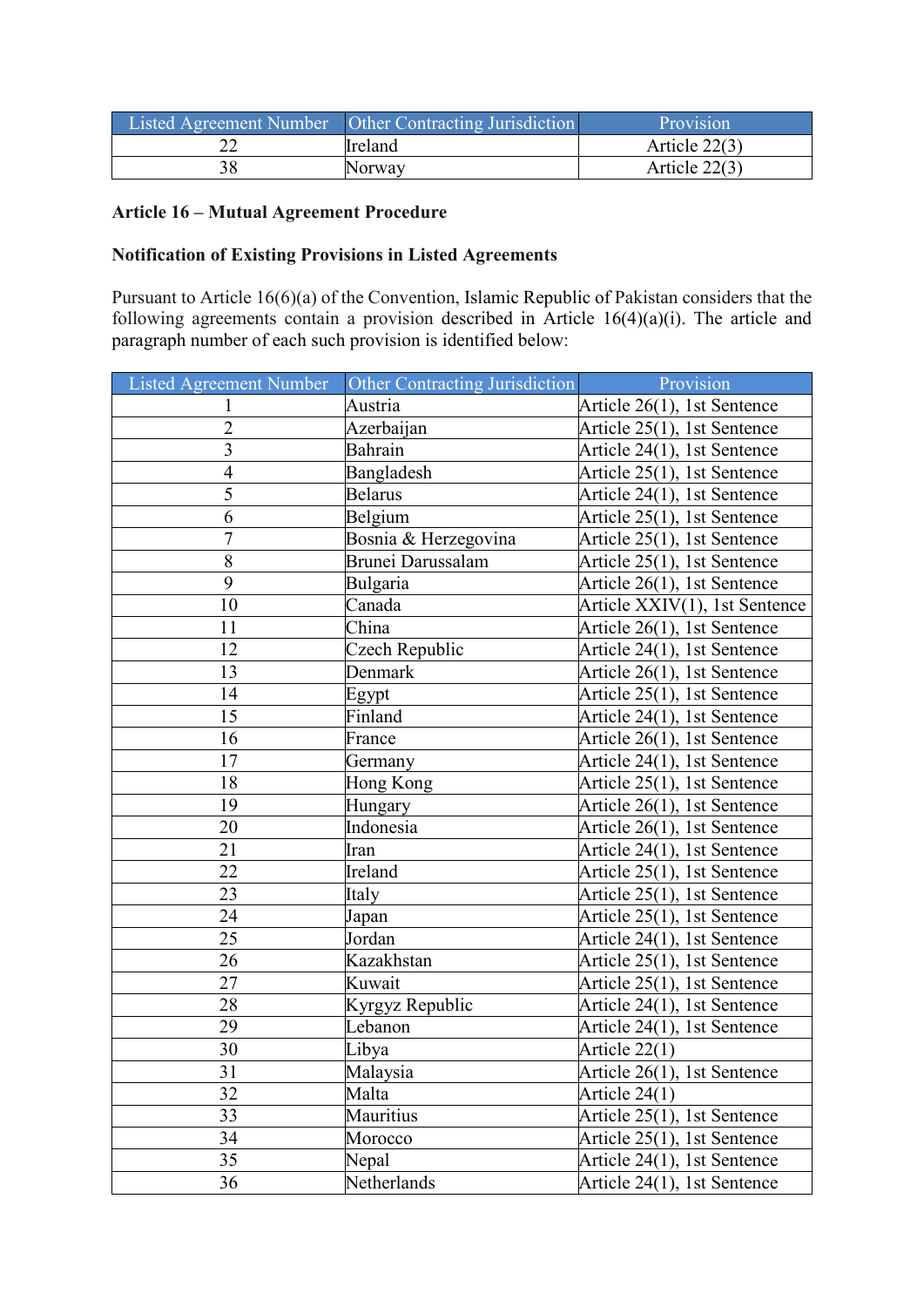| Listed Agreement Number | Other Contracting Jurisdiction | Provision |
|---|---|---|
| 22 | Ireland | Article 22(3) |
| 38 | Norway | Article 22(3) |

**Article 16 – Mutual Agreement Procedure**

**Notification of Existing Provisions in Listed Agreements**

Pursuant to Article 16(6)(a) of the Convention, Islamic Republic of Pakistan considers that the following agreements contain a provision described in Article 16(4)(a)(i). The article and paragraph number of each such provision is identified below:

| Listed Agreement Number | Other Contracting Jurisdiction | Provision |
|---|---|---|
| 1 | Austria | Article 26(1), 1st Sentence |
| 2 | Azerbaijan | Article 25(1), 1st Sentence |
| 3 | Bahrain | Article 24(1), 1st Sentence |
| 4 | Bangladesh | Article 25(1), 1st Sentence |
| 5 | Belarus | Article 24(1), 1st Sentence |
| 6 | Belgium | Article 25(1), 1st Sentence |
| 7 | Bosnia & Herzegovina | Article 25(1), 1st Sentence |
| 8 | Brunei Darussalam | Article 25(1), 1st Sentence |
| 9 | Bulgaria | Article 26(1), 1st Sentence |
| 10 | Canada | Article XXIV(1), 1st Sentence |
| 11 | China | Article 26(1), 1st Sentence |
| 12 | Czech Republic | Article 24(1), 1st Sentence |
| 13 | Denmark | Article 26(1), 1st Sentence |
| 14 | Egypt | Article 25(1), 1st Sentence |
| 15 | Finland | Article 24(1), 1st Sentence |
| 16 | France | Article 26(1), 1st Sentence |
| 17 | Germany | Article 24(1), 1st Sentence |
| 18 | Hong Kong | Article 25(1), 1st Sentence |
| 19 | Hungary | Article 26(1), 1st Sentence |
| 20 | Indonesia | Article 26(1), 1st Sentence |
| 21 | Iran | Article 24(1), 1st Sentence |
| 22 | Ireland | Article 25(1), 1st Sentence |
| 23 | Italy | Article 25(1), 1st Sentence |
| 24 | Japan | Article 25(1), 1st Sentence |
| 25 | Jordan | Article 24(1), 1st Sentence |
| 26 | Kazakhstan | Article 25(1), 1st Sentence |
| 27 | Kuwait | Article 25(1), 1st Sentence |
| 28 | Kyrgyz Republic | Article 24(1), 1st Sentence |
| 29 | Lebanon | Article 24(1), 1st Sentence |
| 30 | Libya | Article 22(1) |
| 31 | Malaysia | Article 26(1), 1st Sentence |
| 32 | Malta | Article 24(1) |
| 33 | Mauritius | Article 25(1), 1st Sentence |
| 34 | Morocco | Article 25(1), 1st Sentence |
| 35 | Nepal | Article 24(1), 1st Sentence |
| 36 | Netherlands | Article 24(1), 1st Sentence |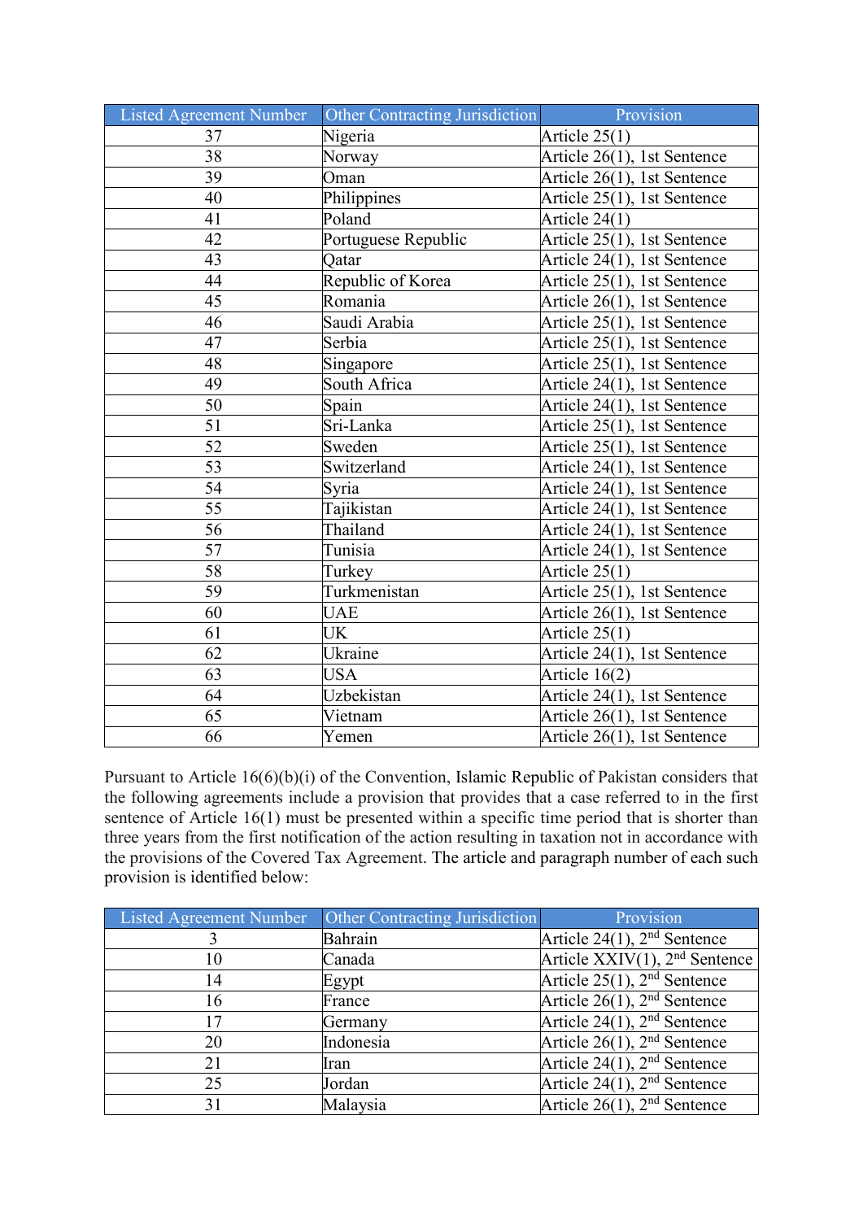| Listed Agreement Number | Other Contracting Jurisdiction | Provision |
|---|---|---|
| 37 | Nigeria | Article 25(1) |
| 38 | Norway | Article 26(1), 1st Sentence |
| 39 | Oman | Article 26(1), 1st Sentence |
| 40 | Philippines | Article 25(1), 1st Sentence |
| 41 | Poland | Article 24(1) |
| 42 | Portuguese Republic | Article 25(1), 1st Sentence |
| 43 | Qatar | Article 24(1), 1st Sentence |
| 44 | Republic of Korea | Article 25(1), 1st Sentence |
| 45 | Romania | Article 26(1), 1st Sentence |
| 46 | Saudi Arabia | Article 25(1), 1st Sentence |
| 47 | Serbia | Article 25(1), 1st Sentence |
| 48 | Singapore | Article 25(1), 1st Sentence |
| 49 | South Africa | Article 24(1), 1st Sentence |
| 50 | Spain | Article 24(1), 1st Sentence |
| 51 | Sri-Lanka | Article 25(1), 1st Sentence |
| 52 | Sweden | Article 25(1), 1st Sentence |
| 53 | Switzerland | Article 24(1), 1st Sentence |
| 54 | Syria | Article 24(1), 1st Sentence |
| 55 | Tajikistan | Article 24(1), 1st Sentence |
| 56 | Thailand | Article 24(1), 1st Sentence |
| 57 | Tunisia | Article 24(1), 1st Sentence |
| 58 | Turkey | Article 25(1) |
| 59 | Turkmenistan | Article 25(1), 1st Sentence |
| 60 | UAE | Article 26(1), 1st Sentence |
| 61 | UK | Article 25(1) |
| 62 | Ukraine | Article 24(1), 1st Sentence |
| 63 | USA | Article 16(2) |
| 64 | Uzbekistan | Article 24(1), 1st Sentence |
| 65 | Vietnam | Article 26(1), 1st Sentence |
| 66 | Yemen | Article 26(1), 1st Sentence |

Pursuant to Article 16(6)(b)(i) of the Convention, Islamic Republic of Pakistan considers that the following agreements include a provision that provides that a case referred to in the first sentence of Article 16(1) must be presented within a specific time period that is shorter than three years from the first notification of the action resulting in taxation not in accordance with the provisions of the Covered Tax Agreement. The article and paragraph number of each such provision is identified below:

| Listed Agreement Number | Other Contracting Jurisdiction | Provision |
|---|---|---|
| 3 | Bahrain | Article 24(1), 2nd Sentence |
| 10 | Canada | Article XXIV(1), 2nd Sentence |
| 14 | Egypt | Article 25(1), 2nd Sentence |
| 16 | France | Article 26(1), 2nd Sentence |
| 17 | Germany | Article 24(1), 2nd Sentence |
| 20 | Indonesia | Article 26(1), 2nd Sentence |
| 21 | Iran | Article 24(1), 2nd Sentence |
| 25 | Jordan | Article 24(1), 2nd Sentence |
| 31 | Malaysia | Article 26(1), 2nd Sentence |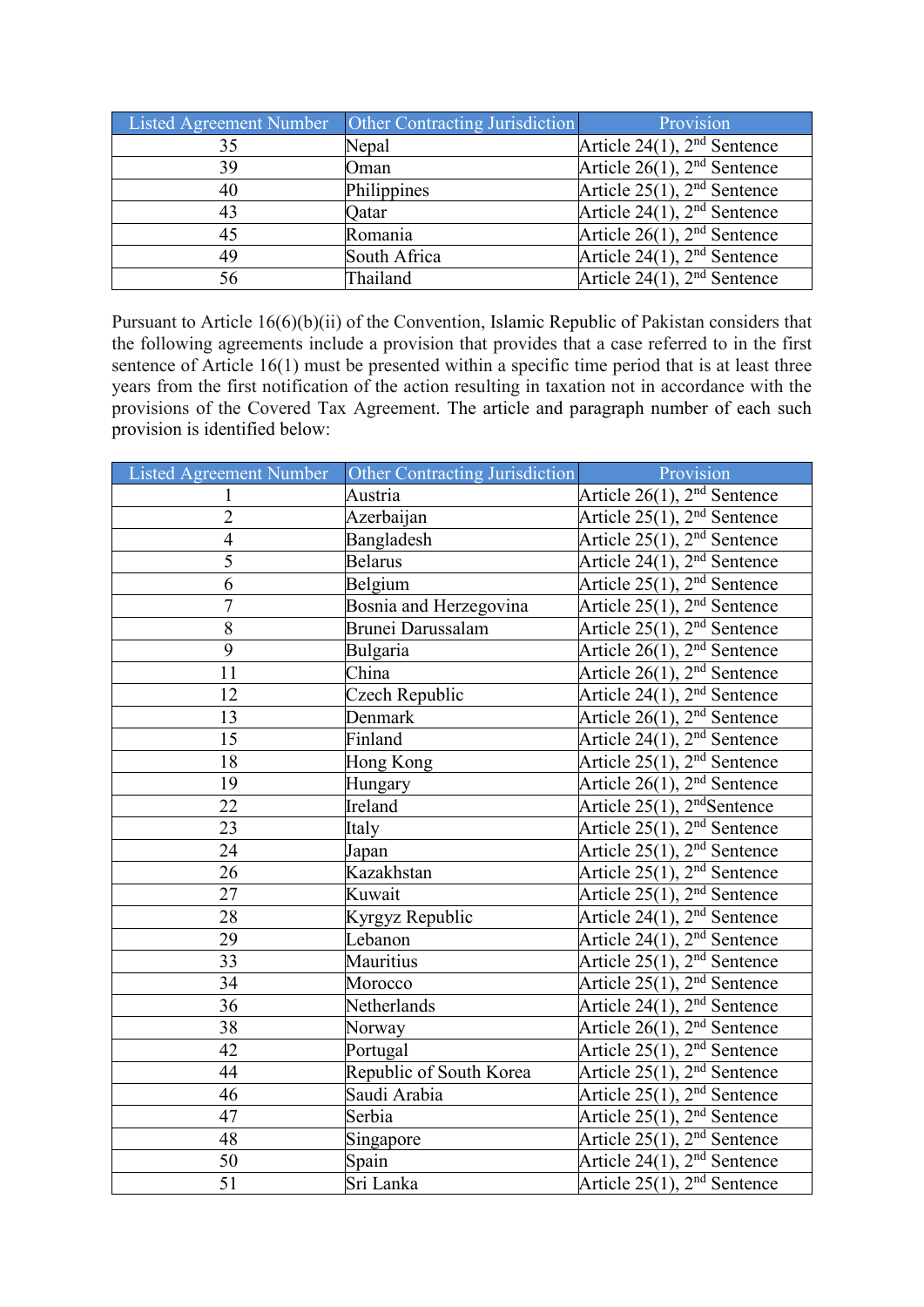| Listed Agreement Number | Other Contracting Jurisdiction | Provision |
|---|---|---|
| 35 | Nepal | Article 24(1), 2nd Sentence |
| 39 | Oman | Article 26(1), 2nd Sentence |
| 40 | Philippines | Article 25(1), 2nd Sentence |
| 43 | Qatar | Article 24(1), 2nd Sentence |
| 45 | Romania | Article 26(1), 2nd Sentence |
| 49 | South Africa | Article 24(1), 2nd Sentence |
| 56 | Thailand | Article 24(1), 2nd Sentence |

Pursuant to Article 16(6)(b)(ii) of the Convention, Islamic Republic of Pakistan considers that the following agreements include a provision that provides that a case referred to in the first sentence of Article 16(1) must be presented within a specific time period that is at least three years from the first notification of the action resulting in taxation not in accordance with the provisions of the Covered Tax Agreement. The article and paragraph number of each such provision is identified below:

| Listed Agreement Number | Other Contracting Jurisdiction | Provision |
|---|---|---|
| 1 | Austria | Article 26(1), 2nd Sentence |
| 2 | Azerbaijan | Article 25(1), 2nd Sentence |
| 4 | Bangladesh | Article 25(1), 2nd Sentence |
| 5 | Belarus | Article 24(1), 2nd Sentence |
| 6 | Belgium | Article 25(1), 2nd Sentence |
| 7 | Bosnia and Herzegovina | Article 25(1), 2nd Sentence |
| 8 | Brunei Darussalam | Article 25(1), 2nd Sentence |
| 9 | Bulgaria | Article 26(1), 2nd Sentence |
| 11 | China | Article 26(1), 2nd Sentence |
| 12 | Czech Republic | Article 24(1), 2nd Sentence |
| 13 | Denmark | Article 26(1), 2nd Sentence |
| 15 | Finland | Article 24(1), 2nd Sentence |
| 18 | Hong Kong | Article 25(1), 2nd Sentence |
| 19 | Hungary | Article 26(1), 2nd Sentence |
| 22 | Ireland | Article 25(1), 2ndSentence |
| 23 | Italy | Article 25(1), 2nd Sentence |
| 24 | Japan | Article 25(1), 2nd Sentence |
| 26 | Kazakhstan | Article 25(1), 2nd Sentence |
| 27 | Kuwait | Article 25(1), 2nd Sentence |
| 28 | Kyrgyz Republic | Article 24(1), 2nd Sentence |
| 29 | Lebanon | Article 24(1), 2nd Sentence |
| 33 | Mauritius | Article 25(1), 2nd Sentence |
| 34 | Morocco | Article 25(1), 2nd Sentence |
| 36 | Netherlands | Article 24(1), 2nd Sentence |
| 38 | Norway | Article 26(1), 2nd Sentence |
| 42 | Portugal | Article 25(1), 2nd Sentence |
| 44 | Republic of South Korea | Article 25(1), 2nd Sentence |
| 46 | Saudi Arabia | Article 25(1), 2nd Sentence |
| 47 | Serbia | Article 25(1), 2nd Sentence |
| 48 | Singapore | Article 25(1), 2nd Sentence |
| 50 | Spain | Article 24(1), 2nd Sentence |
| 51 | Sri Lanka | Article 25(1), 2nd Sentence |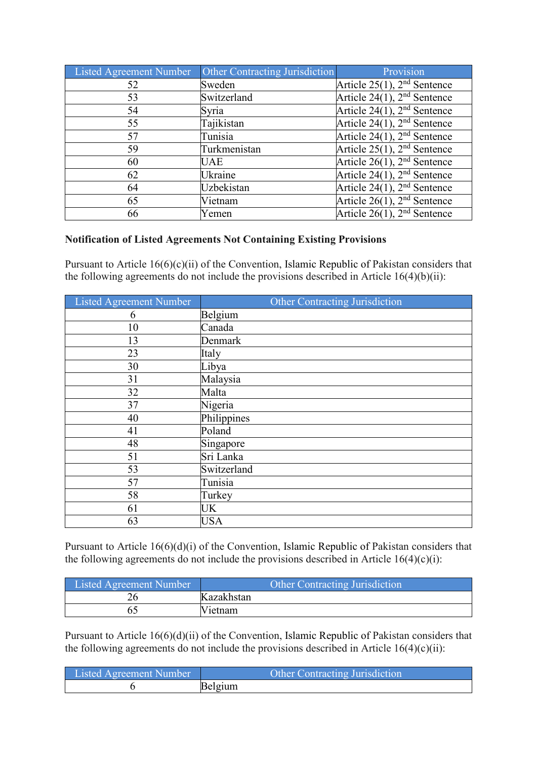| Listed Agreement Number | Other Contracting Jurisdiction | Provision |
|---|---|---|
| 52 | Sweden | Article 25(1), 2nd Sentence |
| 53 | Switzerland | Article 24(1), 2nd Sentence |
| 54 | Syria | Article 24(1), 2nd Sentence |
| 55 | Tajikistan | Article 24(1), 2nd Sentence |
| 57 | Tunisia | Article 24(1), 2nd Sentence |
| 59 | Turkmenistan | Article 25(1), 2nd Sentence |
| 60 | UAE | Article 26(1), 2nd Sentence |
| 62 | Ukraine | Article 24(1), 2nd Sentence |
| 64 | Uzbekistan | Article 24(1), 2nd Sentence |
| 65 | Vietnam | Article 26(1), 2nd Sentence |
| 66 | Yemen | Article 26(1), 2nd Sentence |

**Notification of Listed Agreements Not Containing Existing Provisions**

Pursuant to Article 16(6)(c)(ii) of the Convention, Islamic Republic of Pakistan considers that the following agreements do not include the provisions described in Article 16(4)(b)(ii):

| Listed Agreement Number | Other Contracting Jurisdiction |
|---|---|
| 6 | Belgium |
| 10 | Canada |
| 13 | Denmark |
| 23 | Italy |
| 30 | Libya |
| 31 | Malaysia |
| 32 | Malta |
| 37 | Nigeria |
| 40 | Philippines |
| 41 | Poland |
| 48 | Singapore |
| 51 | Sri Lanka |
| 53 | Switzerland |
| 57 | Tunisia |
| 58 | Turkey |
| 61 | UK |
| 63 | USA |

Pursuant to Article 16(6)(d)(i) of the Convention, Islamic Republic of Pakistan considers that the following agreements do not include the provisions described in Article 16(4)(c)(i):

| Listed Agreement Number | Other Contracting Jurisdiction |
|---|---|
| 26 | Kazakhstan |
| 65 | Vietnam |

Pursuant to Article 16(6)(d)(ii) of the Convention, Islamic Republic of Pakistan considers that the following agreements do not include the provisions described in Article 16(4)(c)(ii):

| Listed Agreement Number | Other Contracting Jurisdiction |
|---|---|
| 6 | Belgium |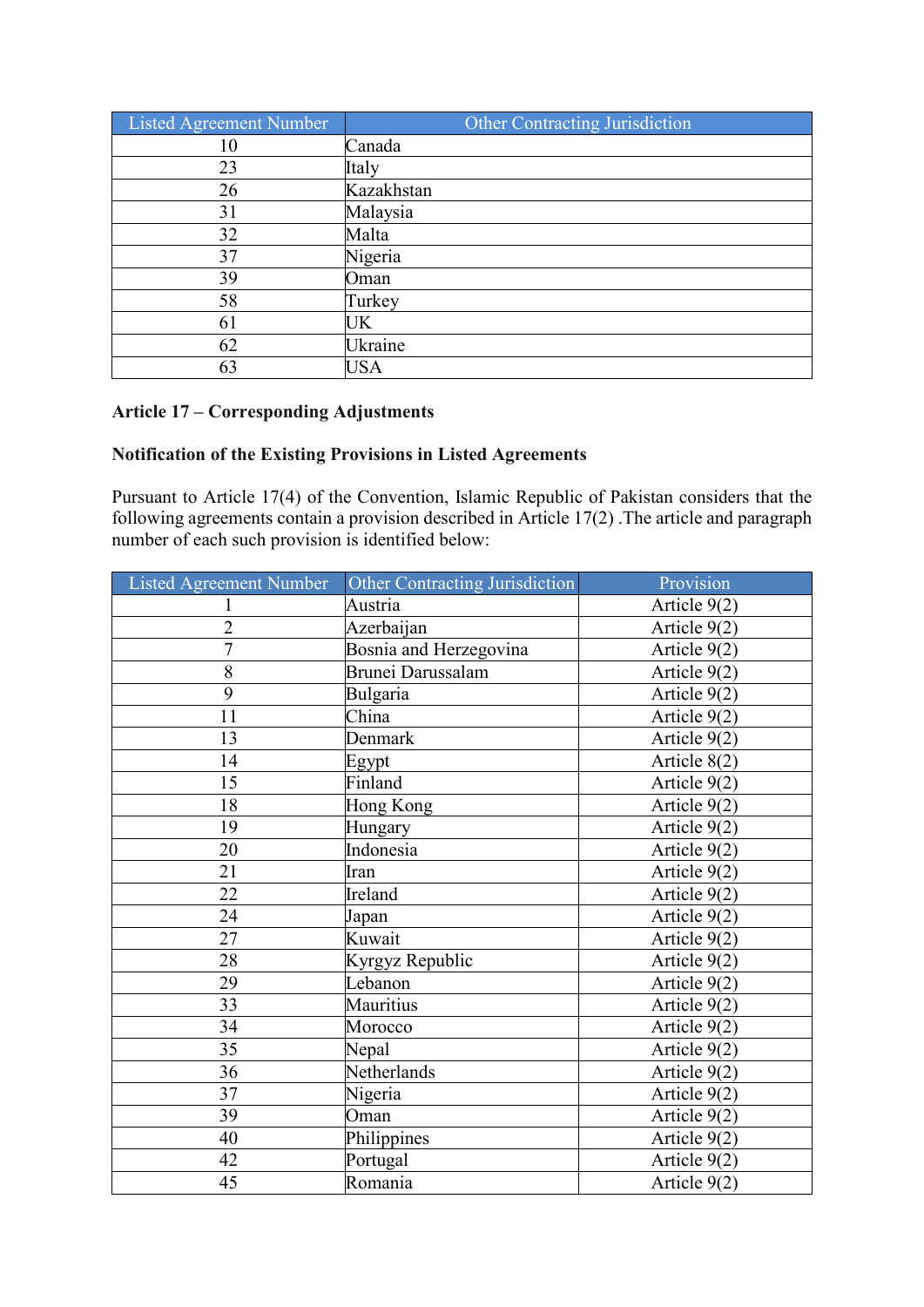| Listed Agreement Number | Other Contracting Jurisdiction |
| --- | --- |
| 10 | Canada |
| 23 | Italy |
| 26 | Kazakhstan |
| 31 | Malaysia |
| 32 | Malta |
| 37 | Nigeria |
| 39 | Oman |
| 58 | Turkey |
| 61 | UK |
| 62 | Ukraine |
| 63 | USA |

**Article 17 – Corresponding Adjustments**

**Notification of the Existing Provisions in Listed Agreements**

Pursuant to Article 17(4) of the Convention, Islamic Republic of Pakistan considers that the following agreements contain a provision described in Article 17(2) .The article and paragraph number of each such provision is identified below:

| Listed Agreement Number | Other Contracting Jurisdiction | Provision |
| --- | --- | --- |
| 1 | Austria | Article 9(2) |
| 2 | Azerbaijan | Article 9(2) |
| 7 | Bosnia and Herzegovina | Article 9(2) |
| 8 | Brunei Darussalam | Article 9(2) |
| 9 | Bulgaria | Article 9(2) |
| 11 | China | Article 9(2) |
| 13 | Denmark | Article 9(2) |
| 14 | Egypt | Article 8(2) |
| 15 | Finland | Article 9(2) |
| 18 | Hong Kong | Article 9(2) |
| 19 | Hungary | Article 9(2) |
| 20 | Indonesia | Article 9(2) |
| 21 | Iran | Article 9(2) |
| 22 | Ireland | Article 9(2) |
| 24 | Japan | Article 9(2) |
| 27 | Kuwait | Article 9(2) |
| 28 | Kyrgyz Republic | Article 9(2) |
| 29 | Lebanon | Article 9(2) |
| 33 | Mauritius | Article 9(2) |
| 34 | Morocco | Article 9(2) |
| 35 | Nepal | Article 9(2) |
| 36 | Netherlands | Article 9(2) |
| 37 | Nigeria | Article 9(2) |
| 39 | Oman | Article 9(2) |
| 40 | Philippines | Article 9(2) |
| 42 | Portugal | Article 9(2) |
| 45 | Romania | Article 9(2) |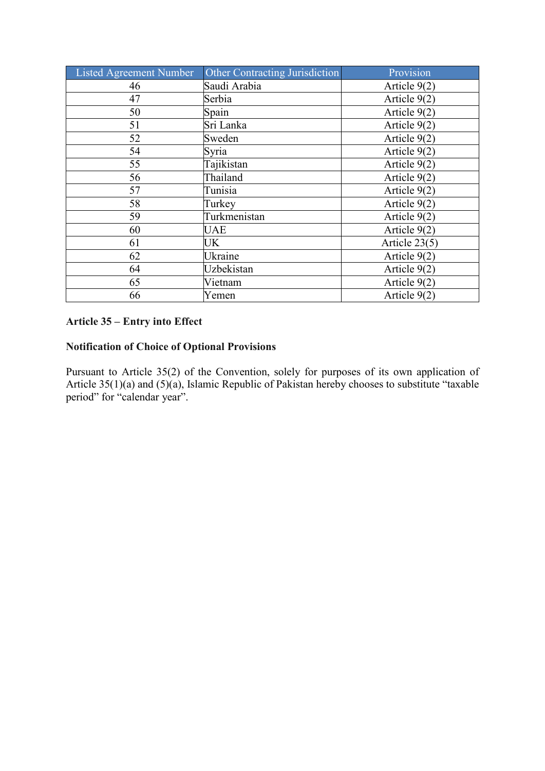| Listed Agreement Number | Other Contracting Jurisdiction | Provision |
|---|---|---|
| 46 | Saudi Arabia | Article 9(2) |
| 47 | Serbia | Article 9(2) |
| 50 | Spain | Article 9(2) |
| 51 | Sri Lanka | Article 9(2) |
| 52 | Sweden | Article 9(2) |
| 54 | Syria | Article 9(2) |
| 55 | Tajikistan | Article 9(2) |
| 56 | Thailand | Article 9(2) |
| 57 | Tunisia | Article 9(2) |
| 58 | Turkey | Article 9(2) |
| 59 | Turkmenistan | Article 9(2) |
| 60 | UAE | Article 9(2) |
| 61 | UK | Article 23(5) |
| 62 | Ukraine | Article 9(2) |
| 64 | Uzbekistan | Article 9(2) |
| 65 | Vietnam | Article 9(2) |
| 66 | Yemen | Article 9(2) |

**Article 35 – Entry into Effect**

**Notification of Choice of Optional Provisions**

Pursuant to Article 35(2) of the Convention, solely for purposes of its own application of Article 35(1)(a) and (5)(a), Islamic Republic of Pakistan hereby chooses to substitute "taxable period" for "calendar year".